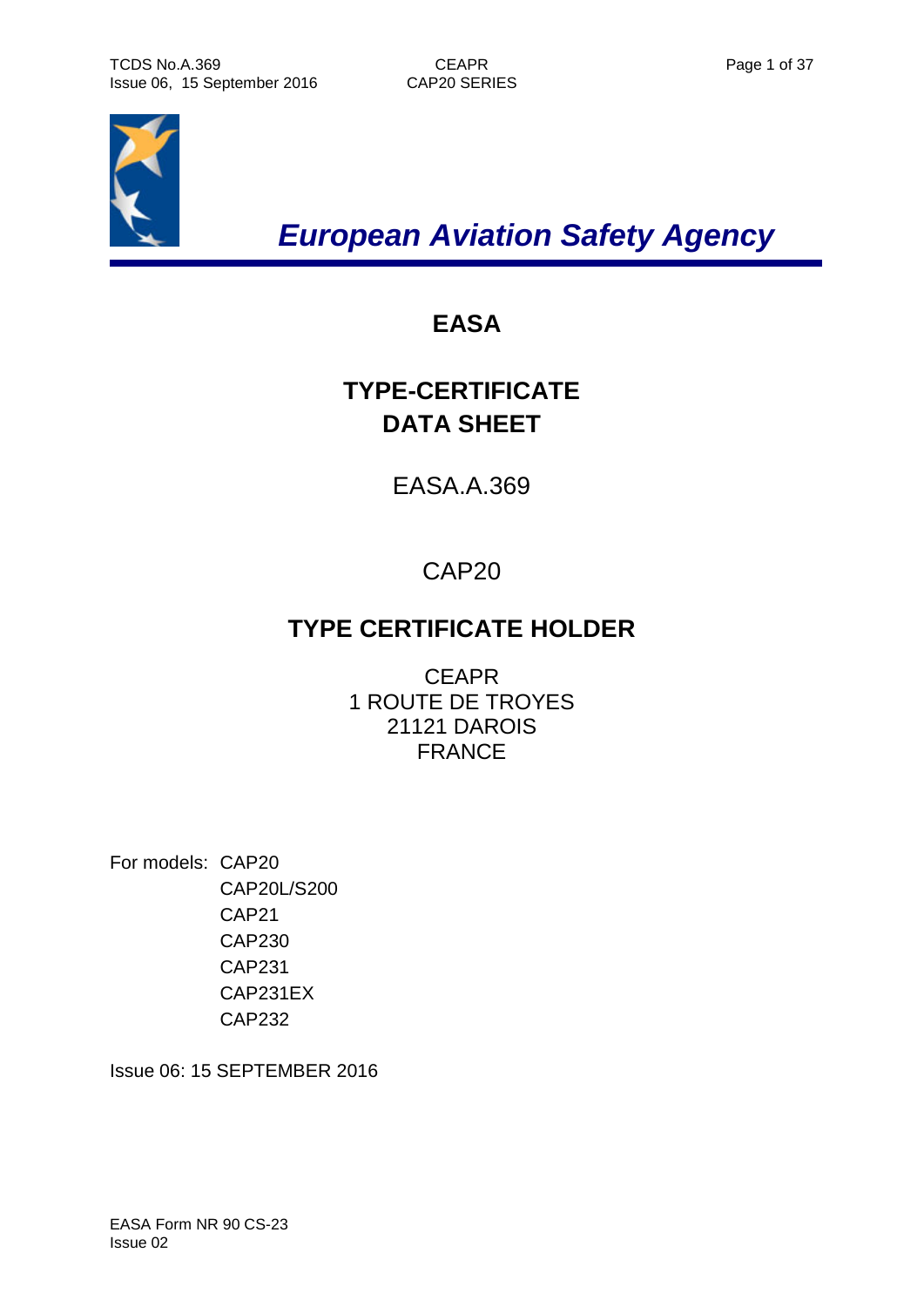*European Aviation Safety Agency*

# EASA

# TYPE-CERTIFICATE DATA SHEET

EASA.A.369

CAP20

## TYPE CERTIFICATE HOLDER

CEAPR
1 ROUTE DE TROYES
21121 DAROIS
FRANCE

For models: CAP20
CAP20L/S200
CAP21
CAP230
CAP231
CAP231EX
CAP232

Issue 06: 15 SEPTEMBER 2016

EASA Form NR 90 CS-23
Issue 02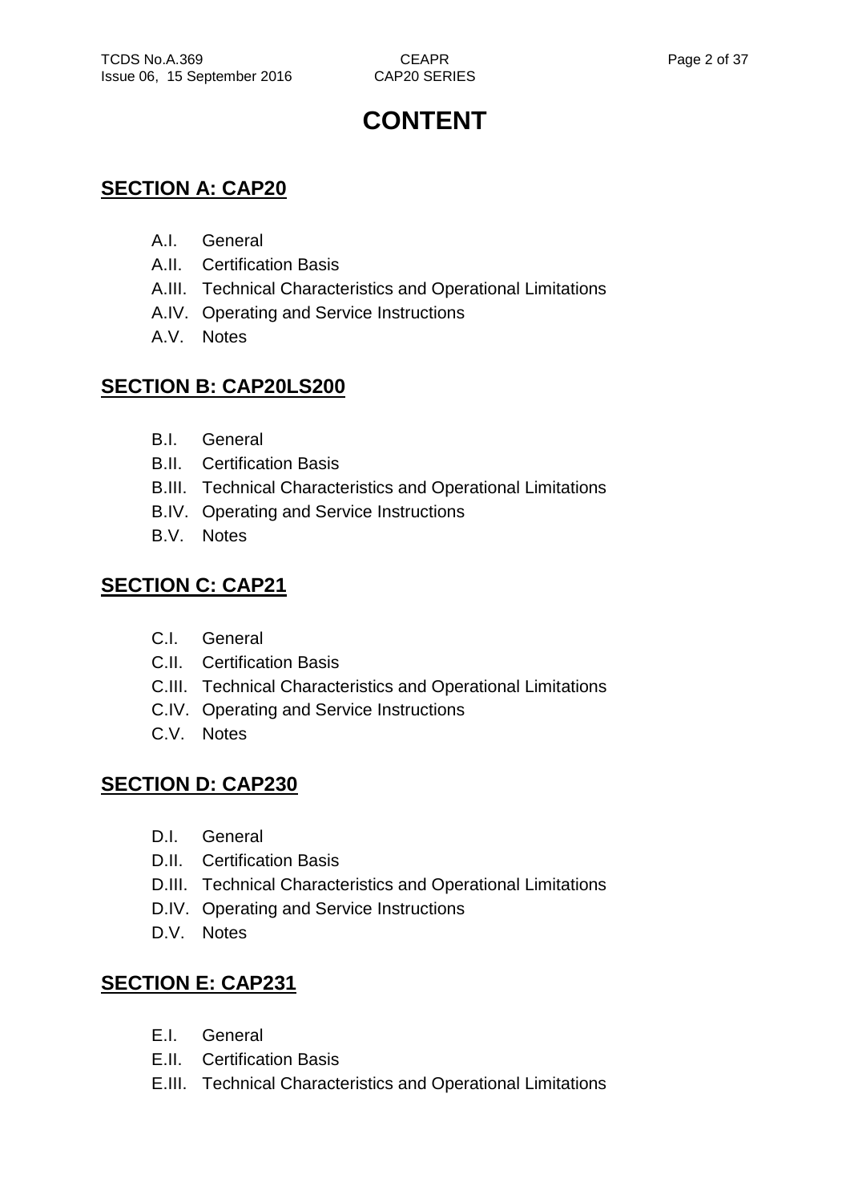# CONTENT

## SECTION A: CAP20

- A.I. General
- A.II. Certification Basis
- A.III. Technical Characteristics and Operational Limitations
- A.IV. Operating and Service Instructions
- A.V. Notes

## SECTION B: CAP20LS200

- B.I. General
- B.II. Certification Basis
- B.III. Technical Characteristics and Operational Limitations
- B.IV. Operating and Service Instructions
- B.V. Notes

## SECTION C: CAP21

- C.I. General
- C.II. Certification Basis
- C.III. Technical Characteristics and Operational Limitations
- C.IV. Operating and Service Instructions
- C.V. Notes

## SECTION D: CAP230

- D.I. General
- D.II. Certification Basis
- D.III. Technical Characteristics and Operational Limitations
- D.IV. Operating and Service Instructions
- D.V. Notes

## SECTION E: CAP231

- E.I. General
- E.II. Certification Basis
- E.III. Technical Characteristics and Operational Limitations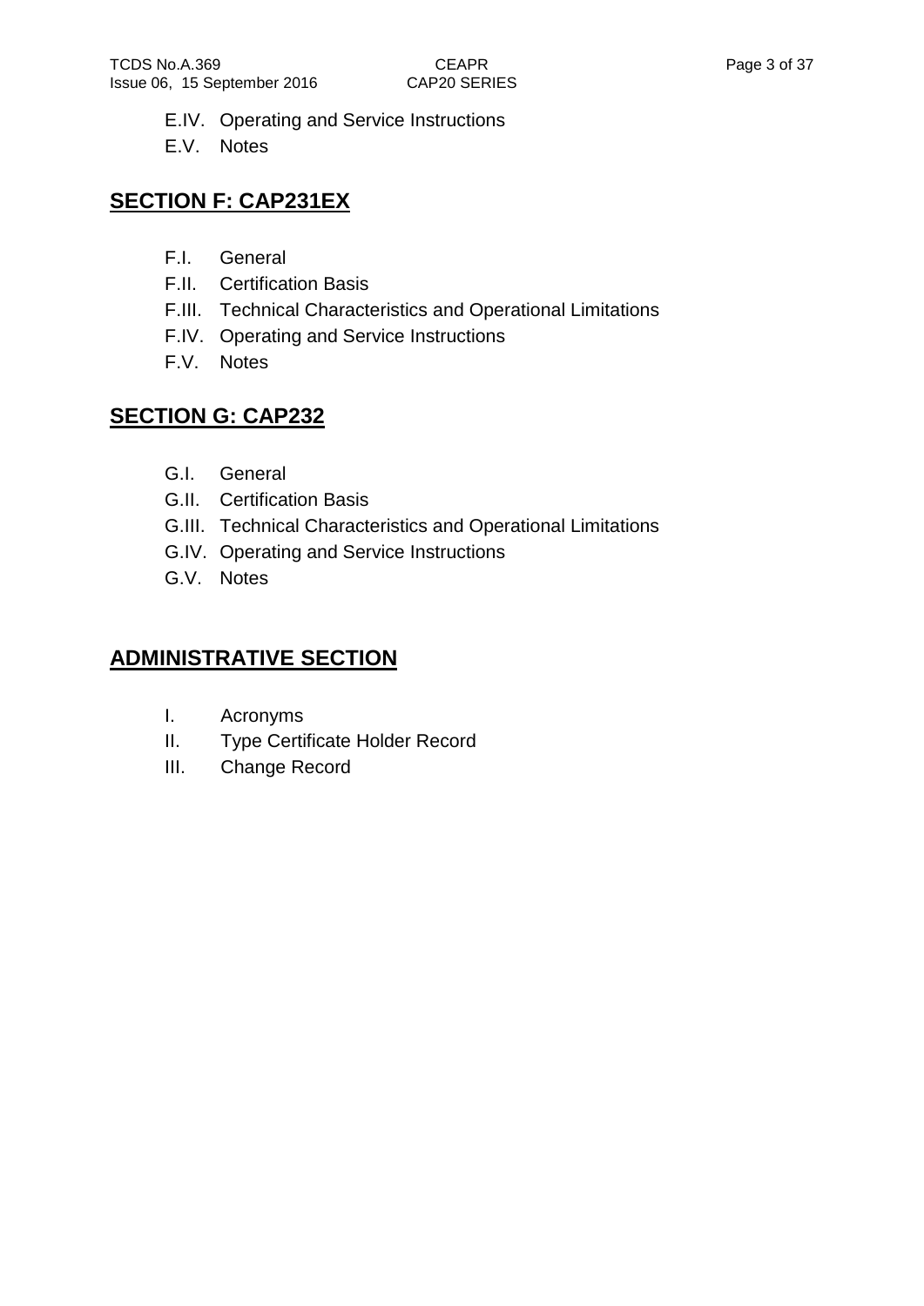E.IV. Operating and Service Instructions

E.V. Notes

## SECTION F: CAP231EX

F.I. General

F.II. Certification Basis

F.III. Technical Characteristics and Operational Limitations

F.IV. Operating and Service Instructions

F.V. Notes

## SECTION G: CAP232

G.I. General

G.II. Certification Basis

G.III. Technical Characteristics and Operational Limitations

G.IV. Operating and Service Instructions

G.V. Notes

## ADMINISTRATIVE SECTION

I. Acronyms

II. Type Certificate Holder Record

III. Change Record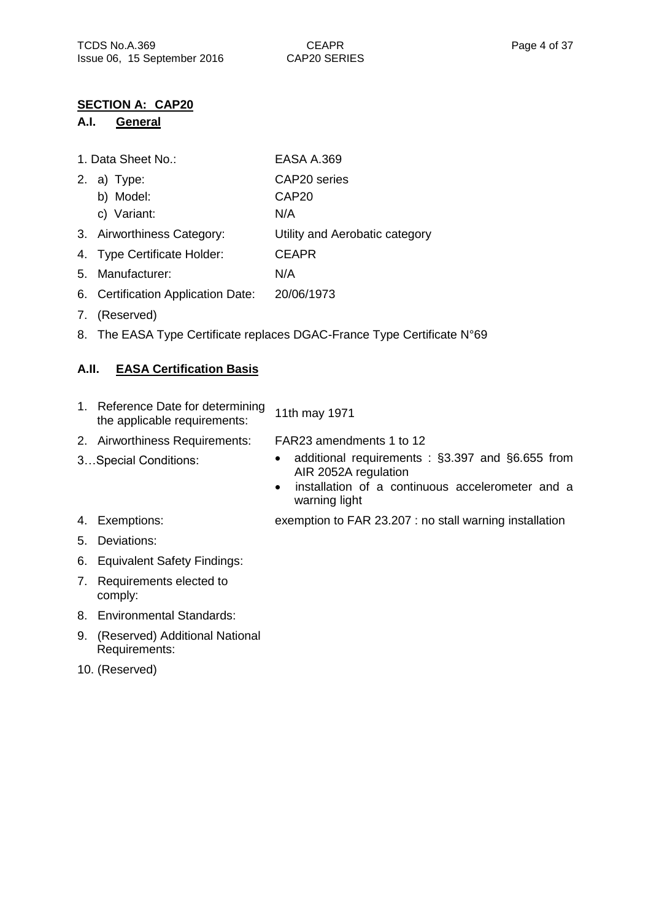## SECTION A: CAP20

### A.I. General

1. Data Sheet No.: EASA A.369
2. a) Type: CAP20 series
   b) Model: CAP20
   c) Variant: N/A
3. Airworthiness Category: Utility and Aerobatic category
4. Type Certificate Holder: CEAPR
5. Manufacturer: N/A
6. Certification Application Date: 20/06/1973
7. (Reserved)
8. The EASA Type Certificate replaces DGAC-France Type Certificate N°69

### A.II. EASA Certification Basis

1. Reference Date for determining the applicable requirements: 11th may 1971
2. Airworthiness Requirements: FAR23 amendments 1 to 12
3. …Special Conditions:
   - additional requirements : §3.397 and §6.655 from AIR 2052A regulation
   - installation of a continuous accelerometer and a warning light
4. Exemptions: exemption to FAR 23.207 : no stall warning installation
5. Deviations:
6. Equivalent Safety Findings:
7. Requirements elected to comply:
8. Environmental Standards:
9. (Reserved) Additional National Requirements:
10. (Reserved)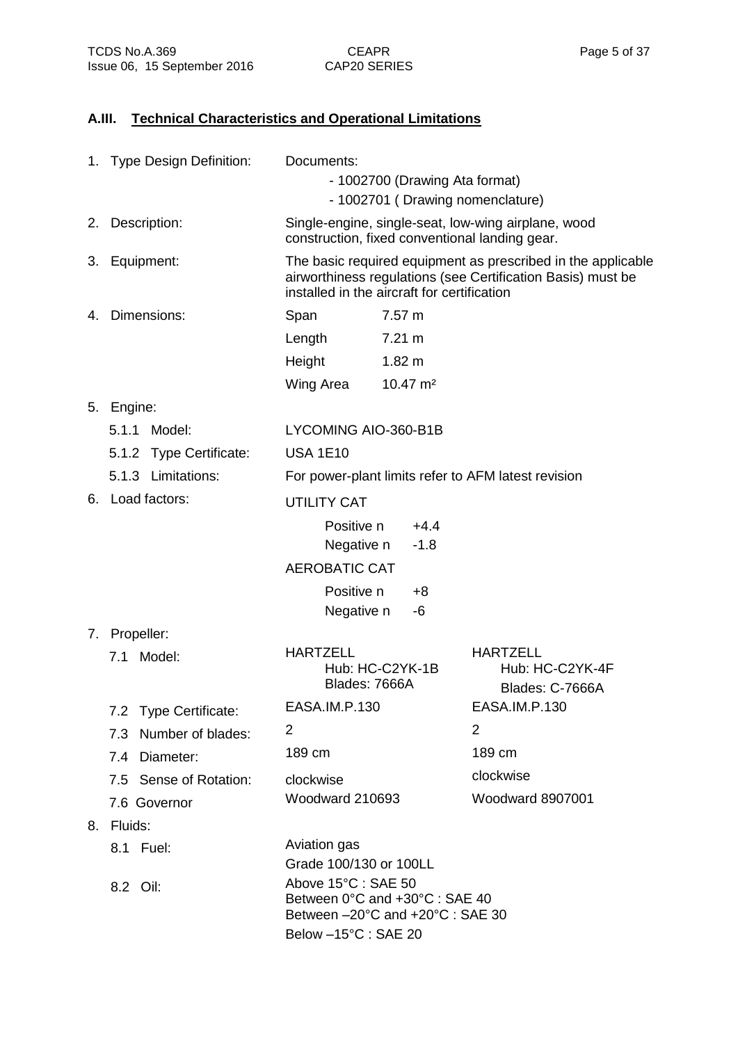## A.III. Technical Characteristics and Operational Limitations

1. Type Design Definition: Documents:
   - 1002700 (Drawing Ata format)
   - 1002701 ( Drawing nomenclature)
2. Description: Single-engine, single-seat, low-wing airplane, wood construction, fixed conventional landing gear.
3. Equipment: The basic required equipment as prescribed in the applicable airworthiness regulations (see Certification Basis) must be installed in the aircraft for certification
4. Dimensions:

| | |
|---|---|
| Span | 7.57 m |
| Length | 7.21 m |
| Height | 1.82 m |
| Wing Area | 10.47 m² |

5. Engine:

| | |
|---|---|
| 5.1.1 Model: | LYCOMING AIO-360-B1B |
| 5.1.2 Type Certificate: | USA 1E10 |
| 5.1.3 Limitations: | For power-plant limits refer to AFM latest revision |

6. Load factors:

UTILITY CAT

| | |
|---|---|
| Positive n | +4.4 |
| Negative n | -1.8 |

AEROBATIC CAT

| | |
|---|---|
| Positive n | +8 |
| Negative n | -6 |

7. Propeller:

| | | |
|---|---|---|
| 7.1 Model: | HARTZELL<br>Hub: HC-C2YK-1B<br>Blades: 7666A | HARTZELL<br>Hub: HC-C2YK-4F<br>Blades: C-7666A |
| 7.2 Type Certificate: | EASA.IM.P.130 | EASA.IM.P.130 |
| 7.3 Number of blades: | 2 | 2 |
| 7.4 Diameter: | 189 cm | 189 cm |
| 7.5 Sense of Rotation: | clockwise | clockwise |
| 7.6 Governor | Woodward 210693 | Woodward 8907001 |

8. Fluids:
   - 8.1 Fuel: Aviation gas
     Grade 100/130 or 100LL
   - 8.2 Oil: Above 15°C : SAE 50
     Between 0°C and +30°C : SAE 40
     Between –20°C and +20°C : SAE 30
     Below –15°C : SAE 20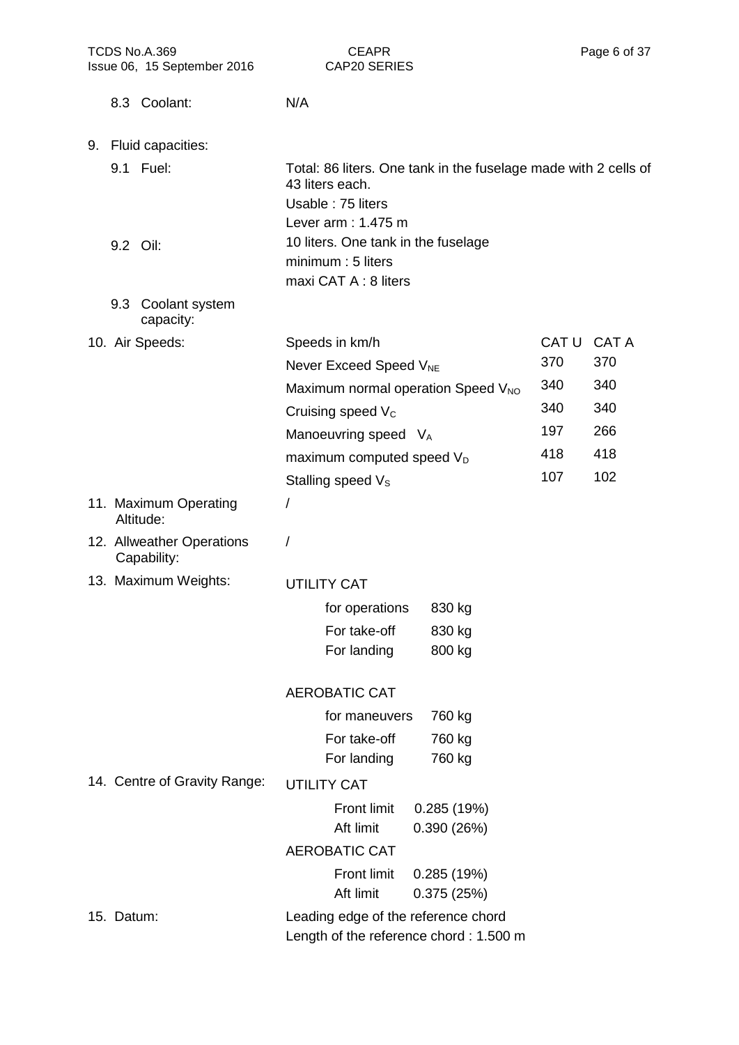8.3 Coolant: N/A

9. Fluid capacities:

9.1 Fuel: Total: 86 liters. One tank in the fuselage made with 2 cells of 43 liters each.
Usable : 75 liters
Lever arm : 1.475 m

9.2 Oil: 10 liters. One tank in the fuselage
minimum : 5 liters
maxi CAT A : 8 liters

9.3 Coolant system capacity:

10. Air Speeds:

| Speeds in km/h | CAT U | CAT A |
|---|---|---|
| Never Exceed Speed $V_{NE}$ | 370 | 370 |
| Maximum normal operation Speed $V_{NO}$ | 340 | 340 |
| Cruising speed $V_C$ | 340 | 340 |
| Manoeuvring speed $V_A$ | 197 | 266 |
| maximum computed speed $V_D$ | 418 | 418 |
| Stalling speed $V_S$ | 107 | 102 |

11. Maximum Operating Altitude: /

12. Allweather Operations Capability: /

13. Maximum Weights:

UTILITY CAT

| | |
|---|---|
| for operations | 830 kg |
| For take-off | 830 kg |
| For landing | 800 kg |

AEROBATIC CAT

| | |
|---|---|
| for maneuvers | 760 kg |
| For take-off | 760 kg |
| For landing | 760 kg |

14. Centre of Gravity Range:

UTILITY CAT

| | |
|---|---|
| Front limit | 0.285 (19%) |
| Aft limit | 0.390 (26%) |

AEROBATIC CAT

| | |
|---|---|
| Front limit | 0.285 (19%) |
| Aft limit | 0.375 (25%) |

15. Datum: Leading edge of the reference chord
Length of the reference chord : 1.500 m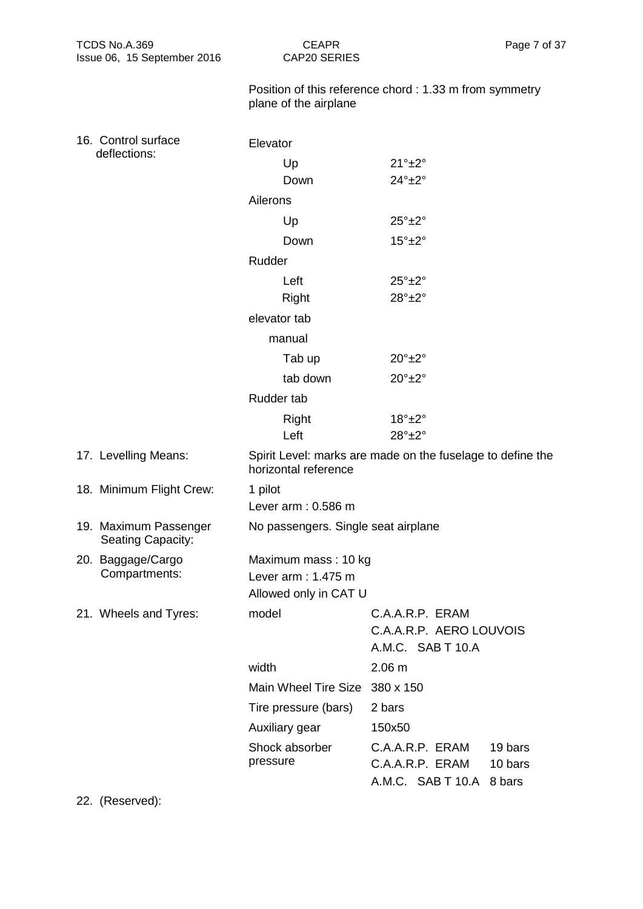Position of this reference chord : 1.33 m from symmetry plane of the airplane

| | | | |
|---|---|---|---|
| 16. Control surface deflections: | Elevator | | |
| | Up | 21°±2° | |
| | Down | 24°±2° | |
| | Ailerons | | |
| | Up | 25°±2° | |
| | Down | 15°±2° | |
| | Rudder | | |
| | Left | 25°±2° | |
| | Right | 28°±2° | |
| | elevator tab | | |
| | manual | | |
| | Tab up | 20°±2° | |
| | tab down | 20°±2° | |
| | Rudder tab | | |
| | Right | 18°±2° | |
| | Left | 28°±2° | |
| 17. Levelling Means: | Spirit Level: marks are made on the fuselage to define the horizontal reference | | |
| 18. Minimum Flight Crew: | 1 pilot<br>Lever arm : 0.586 m | | |
| 19. Maximum Passenger Seating Capacity: | No passengers. Single seat airplane | | |
| 20. Baggage/Cargo Compartments: | Maximum mass : 10 kg<br>Lever arm : 1.475 m<br>Allowed only in CAT U | | |
| 21. Wheels and Tyres: | model | C.A.A.R.P. ERAM<br>C.A.A.R.P. AERO LOUVOIS<br>A.M.C. SAB T 10.A | |
| | width | 2.06 m | |
| | Main Wheel Tire Size | 380 x 150 | |
| | Tire pressure (bars) | 2 bars | |
| | Auxiliary gear | 150x50 | |
| | Shock absorber pressure | C.A.A.R.P. ERAM<br>C.A.A.R.P. ERAM<br>A.M.C. SAB T 10.A | 19 bars<br>10 bars<br>8 bars |

22. (Reserved):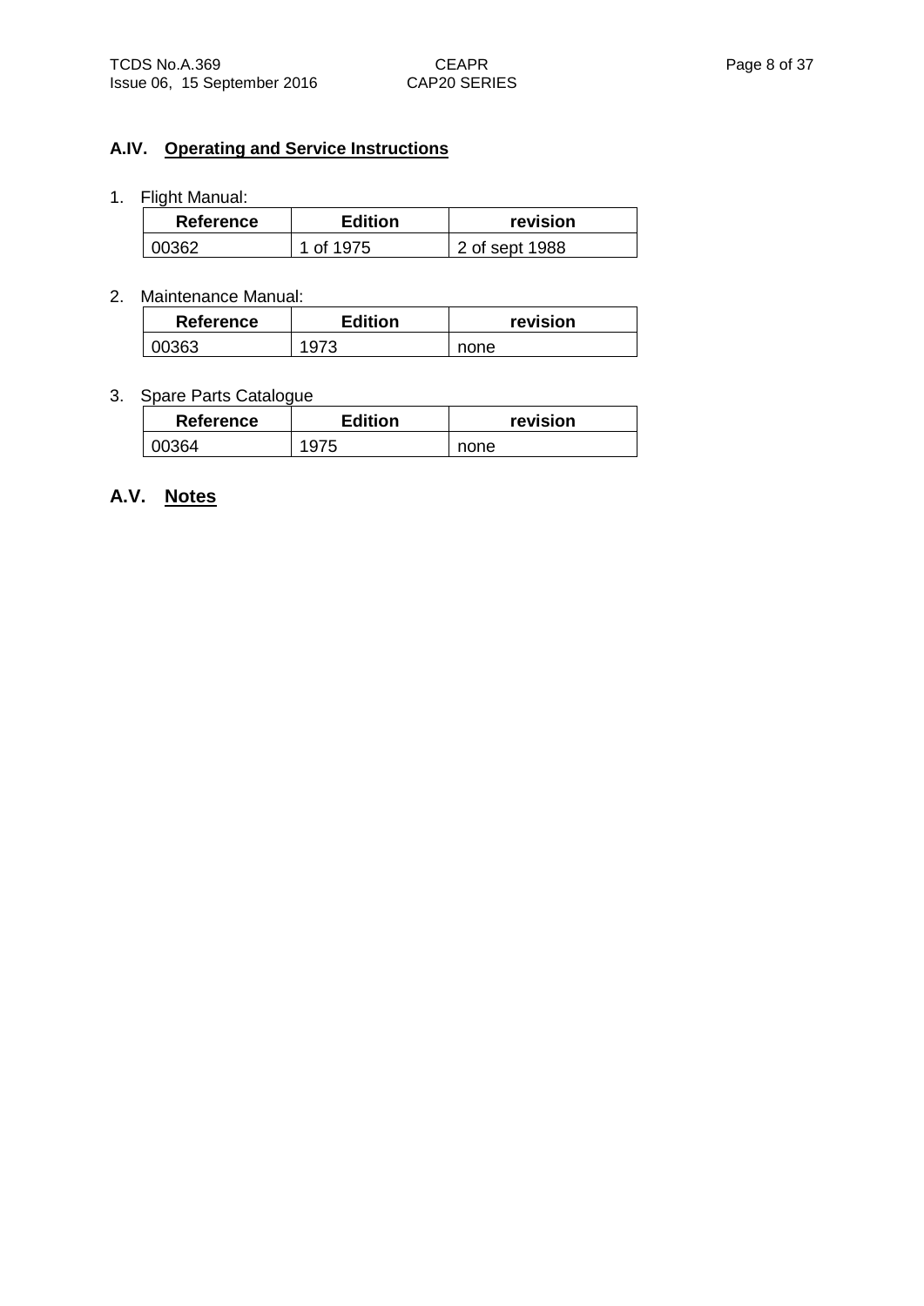## A.IV. Operating and Service Instructions

1. Flight Manual:

| Reference | Edition | revision |
| --- | --- | --- |
| 00362 | 1 of 1975 | 2 of sept 1988 |

2. Maintenance Manual:

| Reference | Edition | revision |
| --- | --- | --- |
| 00363 | 1973 | none |

3. Spare Parts Catalogue

| Reference | Edition | revision |
| --- | --- | --- |
| 00364 | 1975 | none |

## A.V. Notes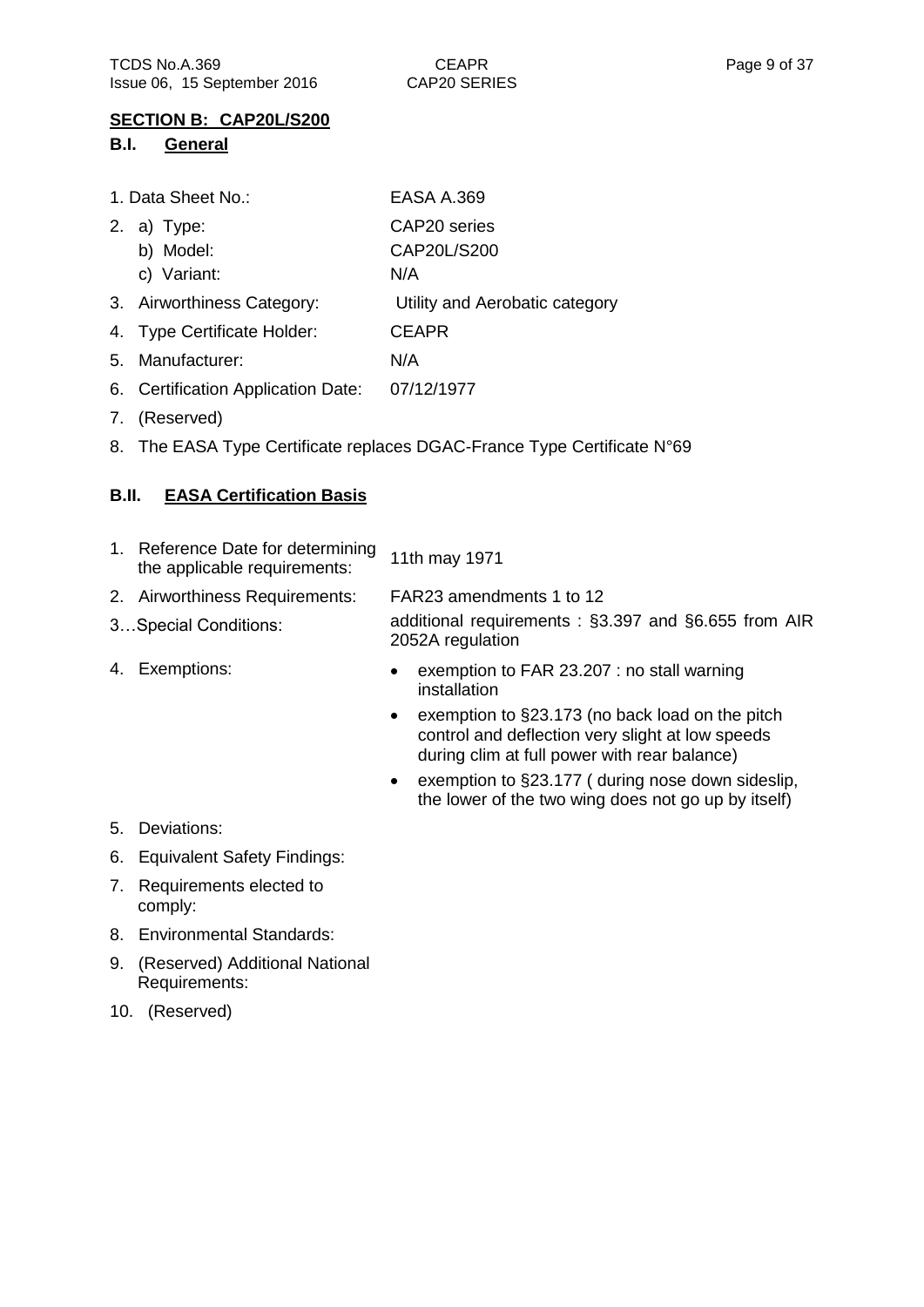## SECTION B: CAP20L/S200

### B.I. General

1. Data Sheet No.: EASA A.369
2. a) Type: CAP20 series
   b) Model: CAP20L/S200
   c) Variant: N/A
3. Airworthiness Category: Utility and Aerobatic category
4. Type Certificate Holder: CEAPR
5. Manufacturer: N/A
6. Certification Application Date: 07/12/1977
7. (Reserved)
8. The EASA Type Certificate replaces DGAC-France Type Certificate N°69

### B.II. EASA Certification Basis

1. Reference Date for determining the applicable requirements: 11th may 1971
2. Airworthiness Requirements: FAR23 amendments 1 to 12
3. …Special Conditions: additional requirements : §3.397 and §6.655 from AIR 2052A regulation
4. Exemptions:
   - exemption to FAR 23.207 : no stall warning installation
   - exemption to §23.173 (no back load on the pitch control and deflection very slight at low speeds during clim at full power with rear balance)
   - exemption to §23.177 ( during nose down sideslip, the lower of the two wing does not go up by itself)
5. Deviations:
6. Equivalent Safety Findings:
7. Requirements elected to comply:
8. Environmental Standards:
9. (Reserved) Additional National Requirements:
10. (Reserved)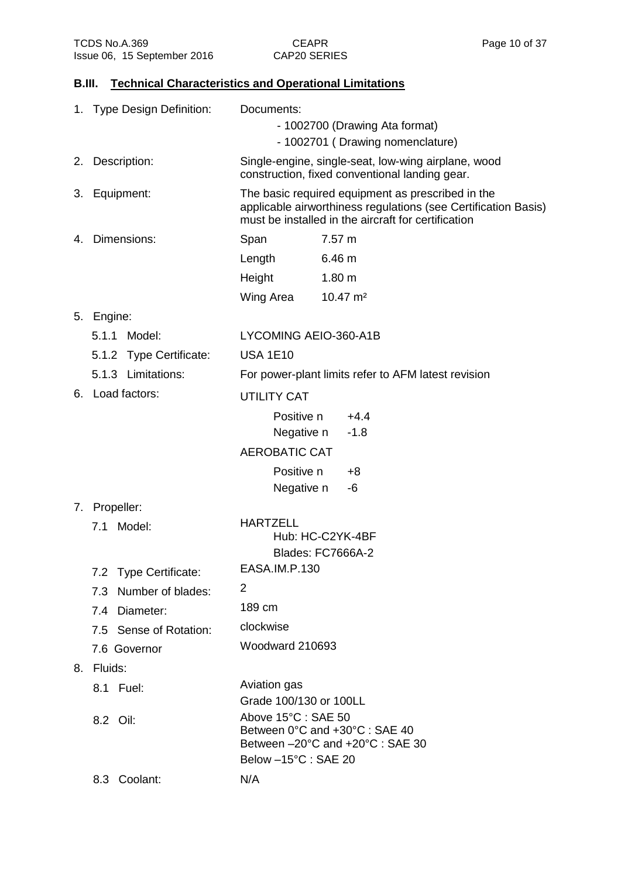## B.III. Technical Characteristics and Operational Limitations

1. Type Design Definition: Documents:
   - 1002700 (Drawing Ata format)
   - 1002701 ( Drawing nomenclature)
2. Description: Single-engine, single-seat, low-wing airplane, wood construction, fixed conventional landing gear.
3. Equipment: The basic required equipment as prescribed in the applicable airworthiness regulations (see Certification Basis) must be installed in the aircraft for certification
4. Dimensions:

| | |
|---|---|
| Span | 7.57 m |
| Length | 6.46 m |
| Height | 1.80 m |
| Wing Area | 10.47 m² |

5. Engine:
   - 5.1.1 Model: LYCOMING AEIO-360-A1B
   - 5.1.2 Type Certificate: USA 1E10
   - 5.1.3 Limitations: For power-plant limits refer to AFM latest revision
6. Load factors:

   UTILITY CAT

   | | |
   |---|---|
   | Positive n | +4.4 |
   | Negative n | -1.8 |

   AEROBATIC CAT

   | | |
   |---|---|
   | Positive n | +8 |
   | Negative n | -6 |

7. Propeller:
   - 7.1 Model: HARTZELL
     - Hub: HC-C2YK-4BF
     - Blades: FC7666A-2
   - 7.2 Type Certificate: EASA.IM.P.130
   - 7.3 Number of blades: 2
   - 7.4 Diameter: 189 cm
   - 7.5 Sense of Rotation: clockwise
   - 7.6 Governor Woodward 210693
8. Fluids:
   - 8.1 Fuel: Aviation gas
     Grade 100/130 or 100LL
   - 8.2 Oil: Above 15°C : SAE 50
     Between 0°C and +30°C : SAE 40
     Between –20°C and +20°C : SAE 30
     Below –15°C : SAE 20
   - 8.3 Coolant: N/A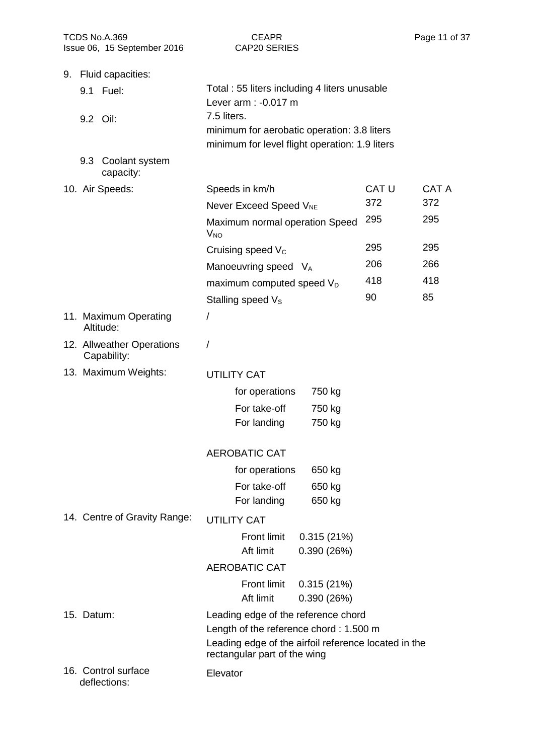9. Fluid capacities:

   9.1 Fuel: Total : 55 liters including 4 liters unusable
   Lever arm : -0.017 m

   9.2 Oil: 7.5 liters.
   minimum for aerobatic operation: 3.8 liters
   minimum for level flight operation: 1.9 liters

   9.3 Coolant system capacity:

10. Air Speeds:

| Speeds in km/h | CAT U | CAT A |
|---|---|---|
| Never Exceed Speed $V_{NE}$ | 372 | 372 |
| Maximum normal operation Speed $V_{NO}$ | 295 | 295 |
| Cruising speed $V_C$ | 295 | 295 |
| Manoeuvring speed $V_A$ | 206 | 266 |
| maximum computed speed $V_D$ | 418 | 418 |
| Stalling speed $V_S$ | 90 | 85 |

11. Maximum Operating Altitude: /

12. Allweather Operations Capability: /

13. Maximum Weights:

UTILITY CAT

| | |
|---|---|
| for operations | 750 kg |
| For take-off | 750 kg |
| For landing | 750 kg |

AEROBATIC CAT

| | |
|---|---|
| for operations | 650 kg |
| For take-off | 650 kg |
| For landing | 650 kg |

14. Centre of Gravity Range:

UTILITY CAT

| | |
|---|---|
| Front limit | 0.315 (21%) |
| Aft limit | 0.390 (26%) |

AEROBATIC CAT

| | |
|---|---|
| Front limit | 0.315 (21%) |
| Aft limit | 0.390 (26%) |

15. Datum: Leading edge of the reference chord
   Length of the reference chord : 1.500 m
   Leading edge of the airfoil reference located in the rectangular part of the wing

16. Control surface deflections: Elevator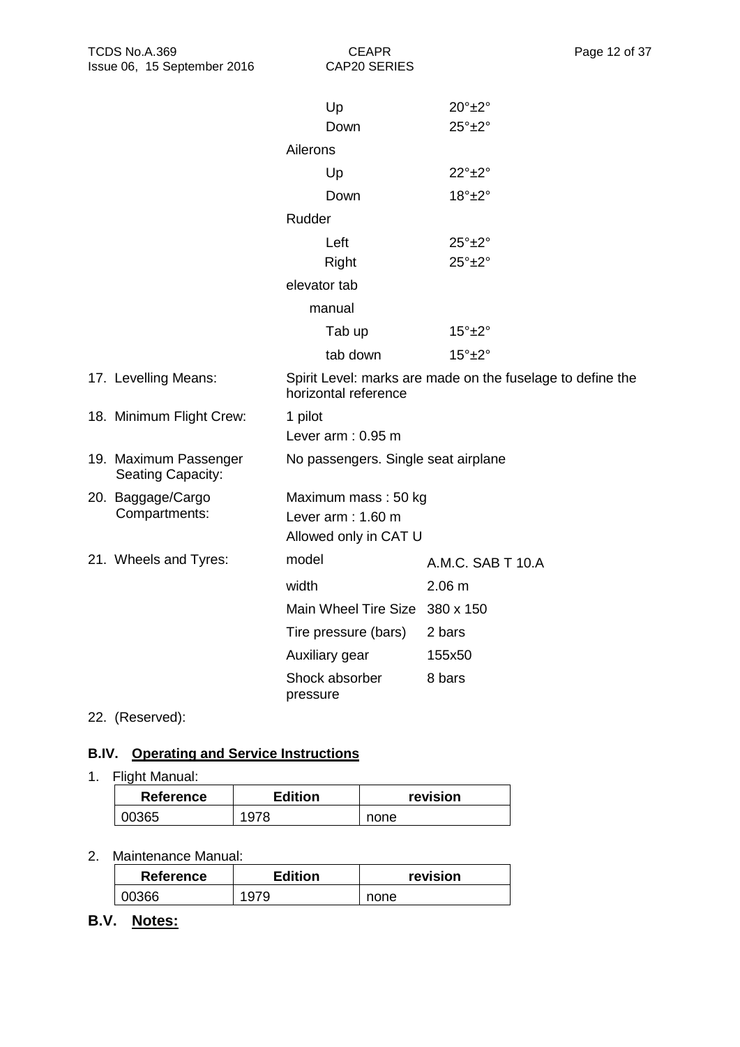| | | |
|---|---|---|
| | Up | 20°±2° |
| | Down | 25°±2° |
| | Ailerons | |
| | Up | 22°±2° |
| | Down | 18°±2° |
| | Rudder | |
| | Left | 25°±2° |
| | Right | 25°±2° |
| | elevator tab | |
| | manual | |
| | Tab up | 15°±2° |
| | tab down | 15°±2° |
| 17. Levelling Means: | Spirit Level: marks are made on the fuselage to define the horizontal reference | |
| 18. Minimum Flight Crew: | 1 pilot<br>Lever arm : 0.95 m | |
| 19. Maximum Passenger Seating Capacity: | No passengers. Single seat airplane | |
| 20. Baggage/Cargo Compartments: | Maximum mass : 50 kg<br>Lever arm : 1.60 m<br>Allowed only in CAT U | |
| 21. Wheels and Tyres: | model | A.M.C. SAB T 10.A |
| | width | 2.06 m |
| | Main Wheel Tire Size | 380 x 150 |
| | Tire pressure (bars) | 2 bars |
| | Auxiliary gear | 155x50 |
| | Shock absorber pressure | 8 bars |

22. (Reserved):

## B.IV. Operating and Service Instructions

1. Flight Manual:

| Reference | Edition | revision |
|---|---|---|
| 00365 | 1978 | none |

2. Maintenance Manual:

| Reference | Edition | revision |
|---|---|---|
| 00366 | 1979 | none |

## B.V. Notes: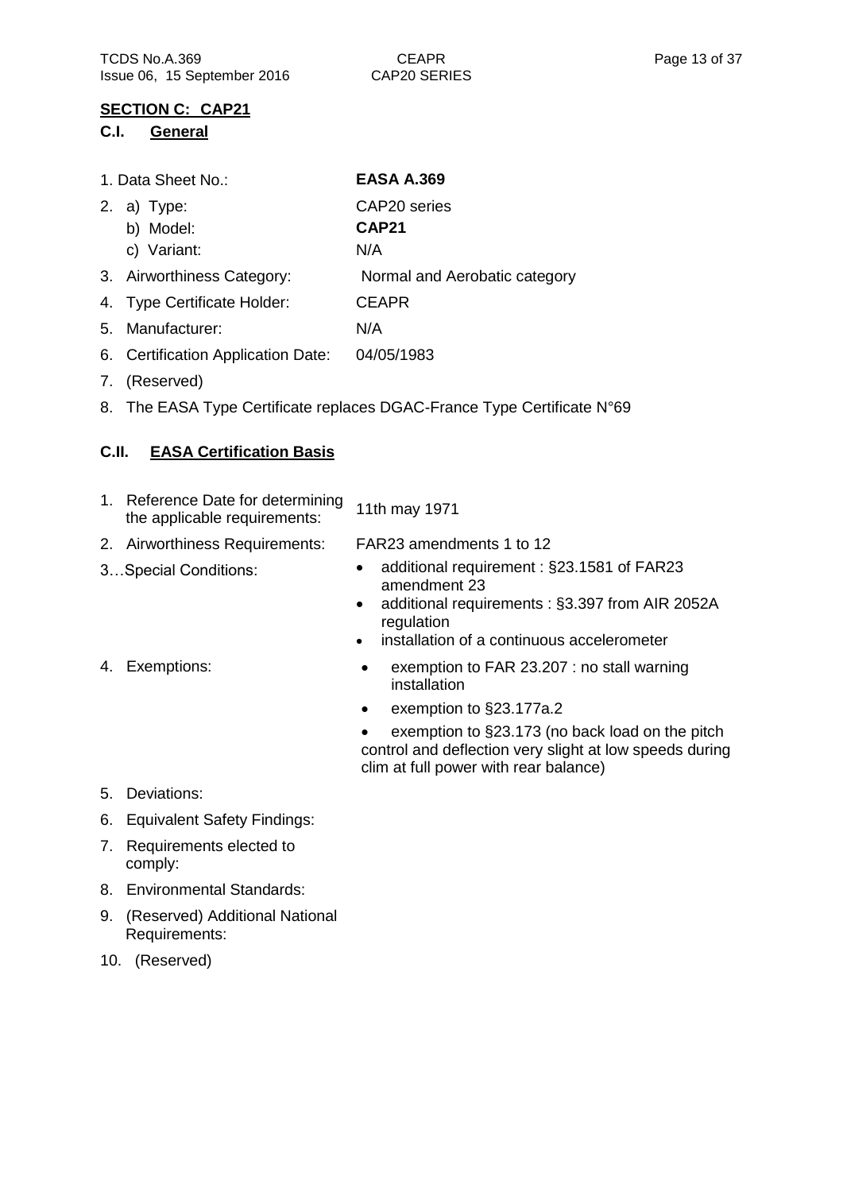## SECTION C: CAP21

### C.I. General

1. Data Sheet No.: **EASA A.369**
2. a) Type: CAP20 series
   b) Model: **CAP21**
   c) Variant: N/A
3. Airworthiness Category: Normal and Aerobatic category
4. Type Certificate Holder: CEAPR
5. Manufacturer: N/A
6. Certification Application Date: 04/05/1983
7. (Reserved)
8. The EASA Type Certificate replaces DGAC-France Type Certificate N°69

### C.II. EASA Certification Basis

1. Reference Date for determining the applicable requirements: 11th may 1971
2. Airworthiness Requirements: FAR23 amendments 1 to 12
3. …Special Conditions:
   - additional requirement : §23.1581 of FAR23 amendment 23
   - additional requirements : §3.397 from AIR 2052A regulation
   - installation of a continuous accelerometer
4. Exemptions:
   - exemption to FAR 23.207 : no stall warning installation
   - exemption to §23.177a.2
   - exemption to §23.173 (no back load on the pitch control and deflection very slight at low speeds during clim at full power with rear balance)
5. Deviations:
6. Equivalent Safety Findings:
7. Requirements elected to comply:
8. Environmental Standards:
9. (Reserved) Additional National Requirements:
10. (Reserved)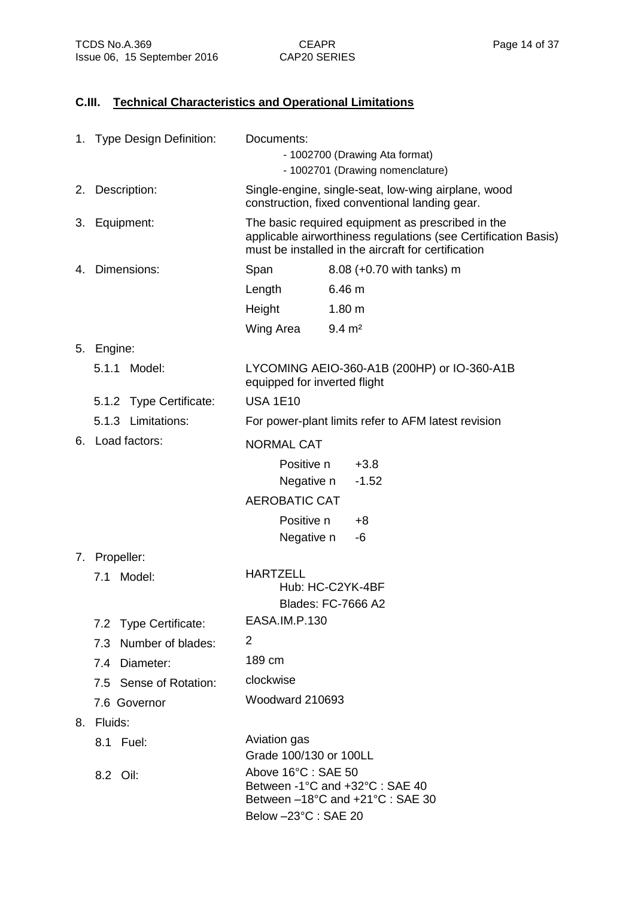## C.III. Technical Characteristics and Operational Limitations

1. Type Design Definition: Documents:
   - 1002700 (Drawing Ata format)
   - 1002701 (Drawing nomenclature)
2. Description: Single-engine, single-seat, low-wing airplane, wood construction, fixed conventional landing gear.
3. Equipment: The basic required equipment as prescribed in the applicable airworthiness regulations (see Certification Basis) must be installed in the aircraft for certification
4. Dimensions:

| | |
|---|---|
| Span | 8.08 (+0.70 with tanks) m |
| Length | 6.46 m |
| Height | 1.80 m |
| Wing Area | 9.4 m² |

5. Engine:
   - 5.1.1 Model: LYCOMING AEIO-360-A1B (200HP) or IO-360-A1B equipped for inverted flight
   - 5.1.2 Type Certificate: USA 1E10
   - 5.1.3 Limitations: For power-plant limits refer to AFM latest revision
6. Load factors:

   NORMAL CAT

   | | |
   |---|---|
   | Positive n | +3.8 |
   | Negative n | -1.52 |

   AEROBATIC CAT

   | | |
   |---|---|
   | Positive n | +8 |
   | Negative n | -6 |

7. Propeller:
   - 7.1 Model: HARTZELL
     - Hub: HC-C2YK-4BF
     - Blades: FC-7666 A2
   - 7.2 Type Certificate: EASA.IM.P.130
   - 7.3 Number of blades: 2
   - 7.4 Diameter: 189 cm
   - 7.5 Sense of Rotation: clockwise
   - 7.6 Governor: Woodward 210693
8. Fluids:
   - 8.1 Fuel: Aviation gas
     Grade 100/130 or 100LL
   - 8.2 Oil: Above 16°C : SAE 50
     Between -1°C and +32°C : SAE 40
     Between –18°C and +21°C : SAE 30
     Below –23°C : SAE 20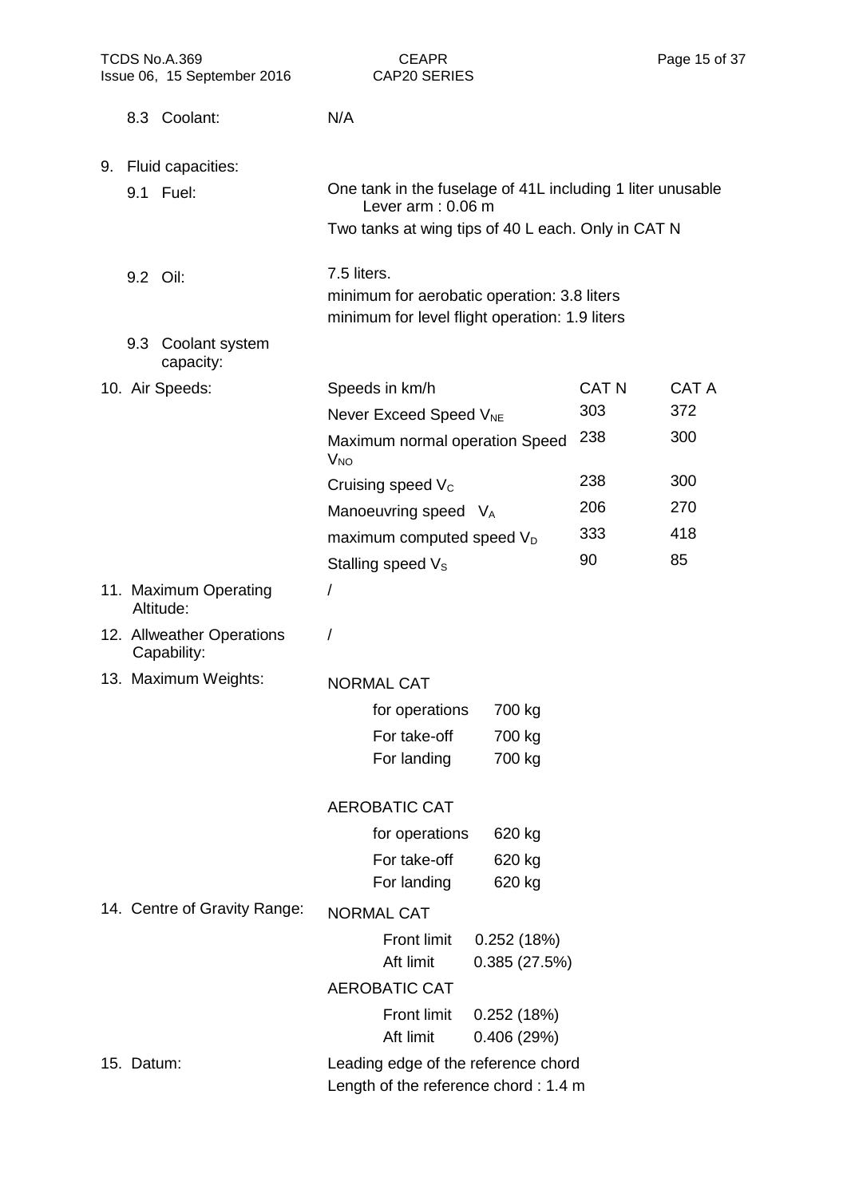8.3 Coolant: N/A

9. Fluid capacities:

9.1 Fuel: One tank in the fuselage of 41L including 1 liter unusable
Lever arm : 0.06 m
Two tanks at wing tips of 40 L each. Only in CAT N

9.2 Oil: 7.5 liters.
minimum for aerobatic operation: 3.8 liters
minimum for level flight operation: 1.9 liters

9.3 Coolant system capacity:

10. Air Speeds:

| Speeds in km/h | CAT N | CAT A |
|---|---|---|
| Never Exceed Speed $V_{NE}$ | 303 | 372 |
| Maximum normal operation Speed $V_{NO}$ | 238 | 300 |
| Cruising speed $V_C$ | 238 | 300 |
| Manoeuvring speed $V_A$ | 206 | 270 |
| maximum computed speed $V_D$ | 333 | 418 |
| Stalling speed $V_S$ | 90 | 85 |

11. Maximum Operating Altitude: /

12. Allweather Operations Capability: /

13. Maximum Weights:

NORMAL CAT

| | |
|---|---|
| for operations | 700 kg |
| For take-off | 700 kg |
| For landing | 700 kg |

AEROBATIC CAT

| | |
|---|---|
| for operations | 620 kg |
| For take-off | 620 kg |
| For landing | 620 kg |

14. Centre of Gravity Range:

NORMAL CAT

| | |
|---|---|
| Front limit | 0.252 (18%) |
| Aft limit | 0.385 (27.5%) |

AEROBATIC CAT

| | |
|---|---|
| Front limit | 0.252 (18%) |
| Aft limit | 0.406 (29%) |

15. Datum: Leading edge of the reference chord
Length of the reference chord : 1.4 m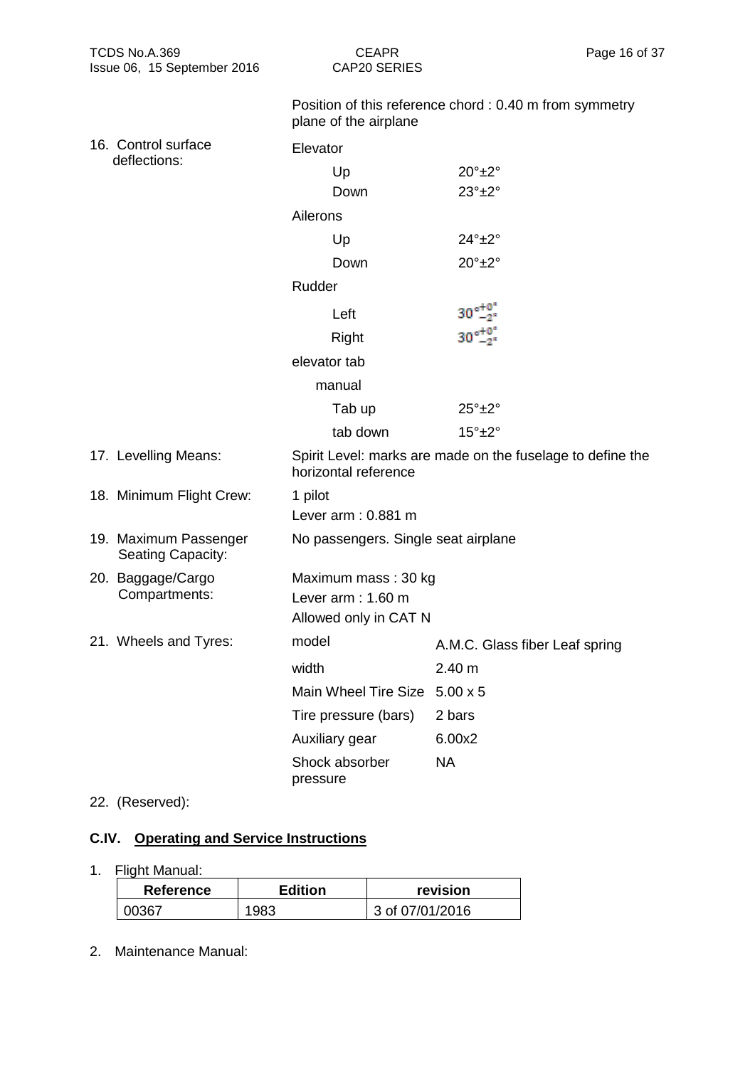Position of this reference chord : 0.40 m from symmetry plane of the airplane

16. Control surface deflections:

Elevator

| | |
|---|---|
| Up | 20°±2° |
| Down | 23°±2° |

Ailerons

| | |
|---|---|
| Up | 24°±2° |
| Down | 20°±2° |

Rudder

| | |
|---|---|
| Left | $30^{\circ}{}^{+0^{\circ}}_{-2^{\circ}}$ |
| Right | $30^{\circ}{}^{+0^{\circ}}_{-2^{\circ}}$ |

elevator tab

manual

| | |
|---|---|
| Tab up | 25°±2° |
| tab down | 15°±2° |

17. Levelling Means: Spirit Level: marks are made on the fuselage to define the horizontal reference

18. Minimum Flight Crew: 1 pilot
Lever arm : 0.881 m

19. Maximum Passenger Seating Capacity: No passengers. Single seat airplane

20. Baggage/Cargo Compartments: Maximum mass : 30 kg
Lever arm : 1.60 m
Allowed only in CAT N

21. Wheels and Tyres:

| | |
|---|---|
| model | A.M.C. Glass fiber Leaf spring |
| width | 2.40 m |
| Main Wheel Tire Size | 5.00 x 5 |
| Tire pressure (bars) | 2 bars |
| Auxiliary gear | 6.00x2 |
| Shock absorber pressure | NA |

22. (Reserved):

## C.IV. Operating and Service Instructions

1. Flight Manual:

| Reference | Edition | revision |
|---|---|---|
| 00367 | 1983 | 3 of 07/01/2016 |

2. Maintenance Manual: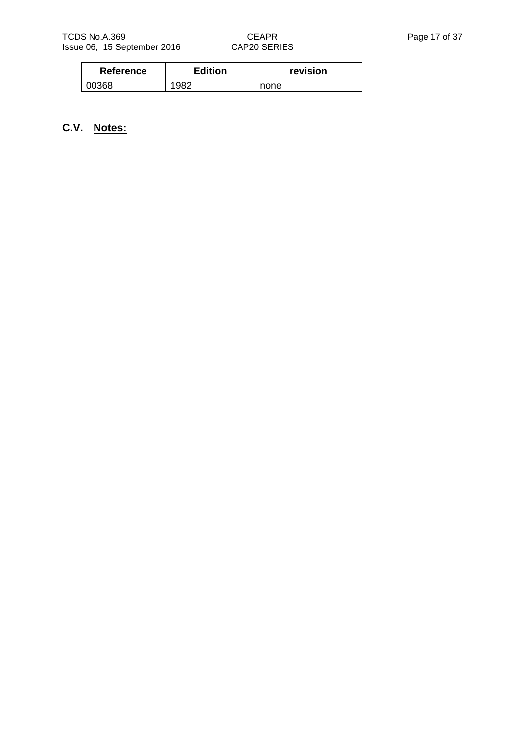| Reference | Edition | revision |
| --- | --- | --- |
| 00368 | 1982 | none |

## C.V. Notes: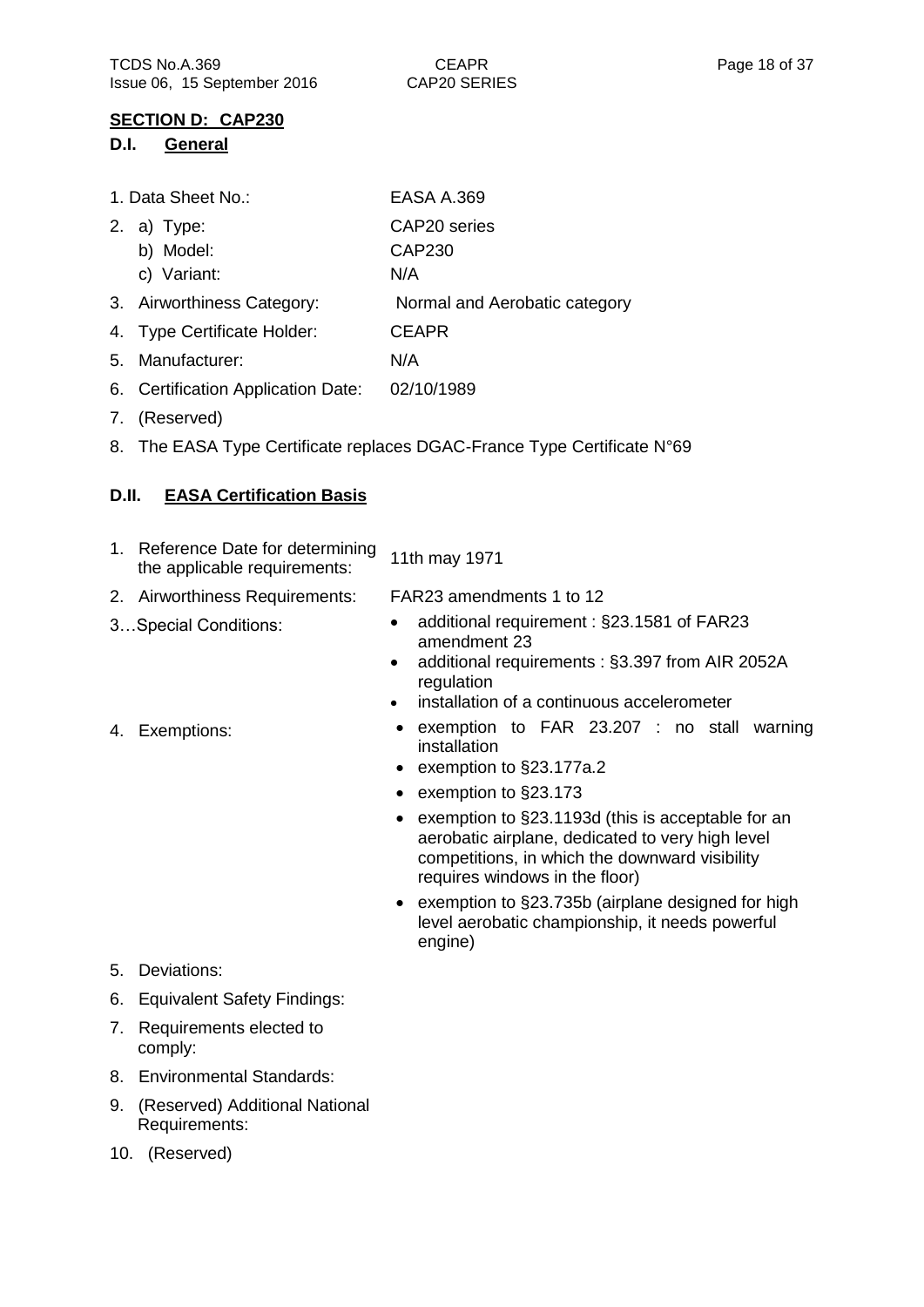## SECTION D: CAP230

### D.I. General

1. Data Sheet No.: EASA A.369
2. a) Type: CAP20 series
   b) Model: CAP230
   c) Variant: N/A
3. Airworthiness Category: Normal and Aerobatic category
4. Type Certificate Holder: CEAPR
5. Manufacturer: N/A
6. Certification Application Date: 02/10/1989
7. (Reserved)
8. The EASA Type Certificate replaces DGAC-France Type Certificate N°69

### D.II. EASA Certification Basis

1. Reference Date for determining the applicable requirements: 11th may 1971
2. Airworthiness Requirements: FAR23 amendments 1 to 12
3. …Special Conditions:
   - additional requirement : §23.1581 of FAR23 amendment 23
   - additional requirements : §3.397 from AIR 2052A regulation
   - installation of a continuous accelerometer
4. Exemptions:
   - exemption to FAR 23.207 : no stall warning installation
   - exemption to §23.177a.2
   - exemption to §23.173
   - exemption to §23.1193d (this is acceptable for an aerobatic airplane, dedicated to very high level competitions, in which the downward visibility requires windows in the floor)
   - exemption to §23.735b (airplane designed for high level aerobatic championship, it needs powerful engine)
5. Deviations:
6. Equivalent Safety Findings:
7. Requirements elected to comply:
8. Environmental Standards:
9. (Reserved) Additional National Requirements:
10. (Reserved)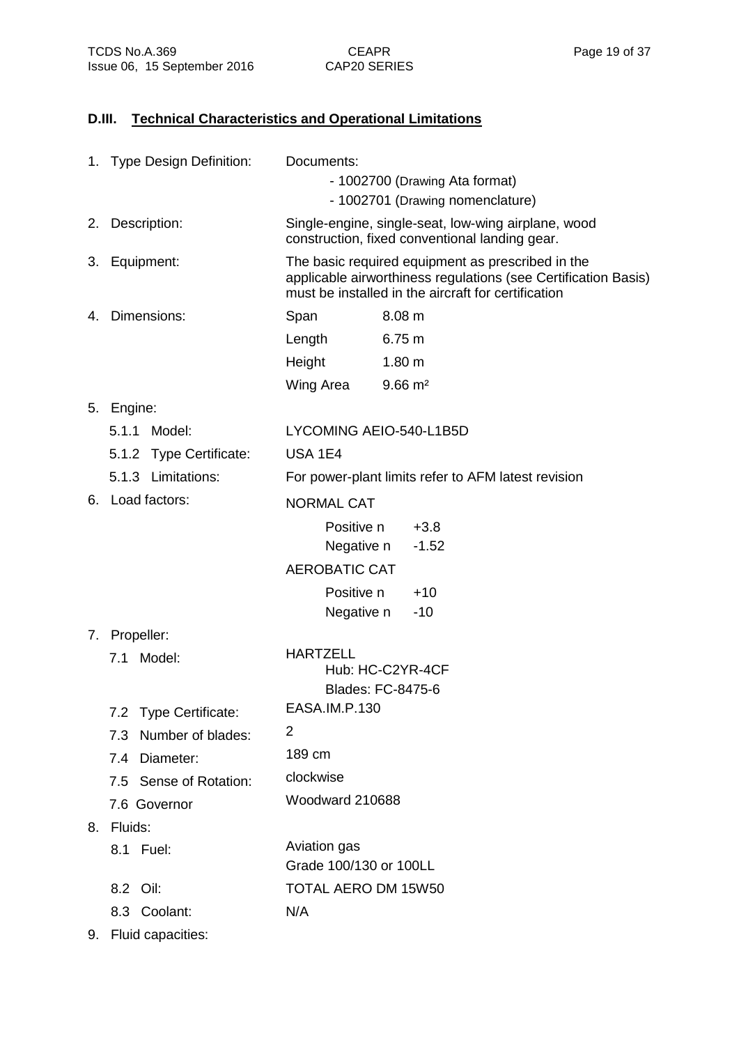## D.III. Technical Characteristics and Operational Limitations

1. Type Design Definition: Documents:
   - 1002700 (Drawing Ata format)
   - 1002701 (Drawing nomenclature)
2. Description: Single-engine, single-seat, low-wing airplane, wood construction, fixed conventional landing gear.
3. Equipment: The basic required equipment as prescribed in the applicable airworthiness regulations (see Certification Basis) must be installed in the aircraft for certification
4. Dimensions:

| | |
|---|---|
| Span | 8.08 m |
| Length | 6.75 m |
| Height | 1.80 m |
| Wing Area | 9.66 m² |

5. Engine:
   - 5.1.1 Model: LYCOMING AEIO-540-L1B5D
   - 5.1.2 Type Certificate: USA 1E4
   - 5.1.3 Limitations: For power-plant limits refer to AFM latest revision
6. Load factors:

   NORMAL CAT

   | | |
   |---|---|
   | Positive n | +3.8 |
   | Negative n | -1.52 |

   AEROBATIC CAT

   | | |
   |---|---|
   | Positive n | +10 |
   | Negative n | -10 |

7. Propeller:
   - 7.1 Model: HARTZELL
     Hub: HC-C2YR-4CF
     Blades: FC-8475-6
   - 7.2 Type Certificate: EASA.IM.P.130
   - 7.3 Number of blades: 2
   - 7.4 Diameter: 189 cm
   - 7.5 Sense of Rotation: clockwise
   - 7.6 Governor Woodward 210688
8. Fluids:
   - 8.1 Fuel: Aviation gas
     Grade 100/130 or 100LL
   - 8.2 Oil: TOTAL AERO DM 15W50
   - 8.3 Coolant: N/A
9. Fluid capacities: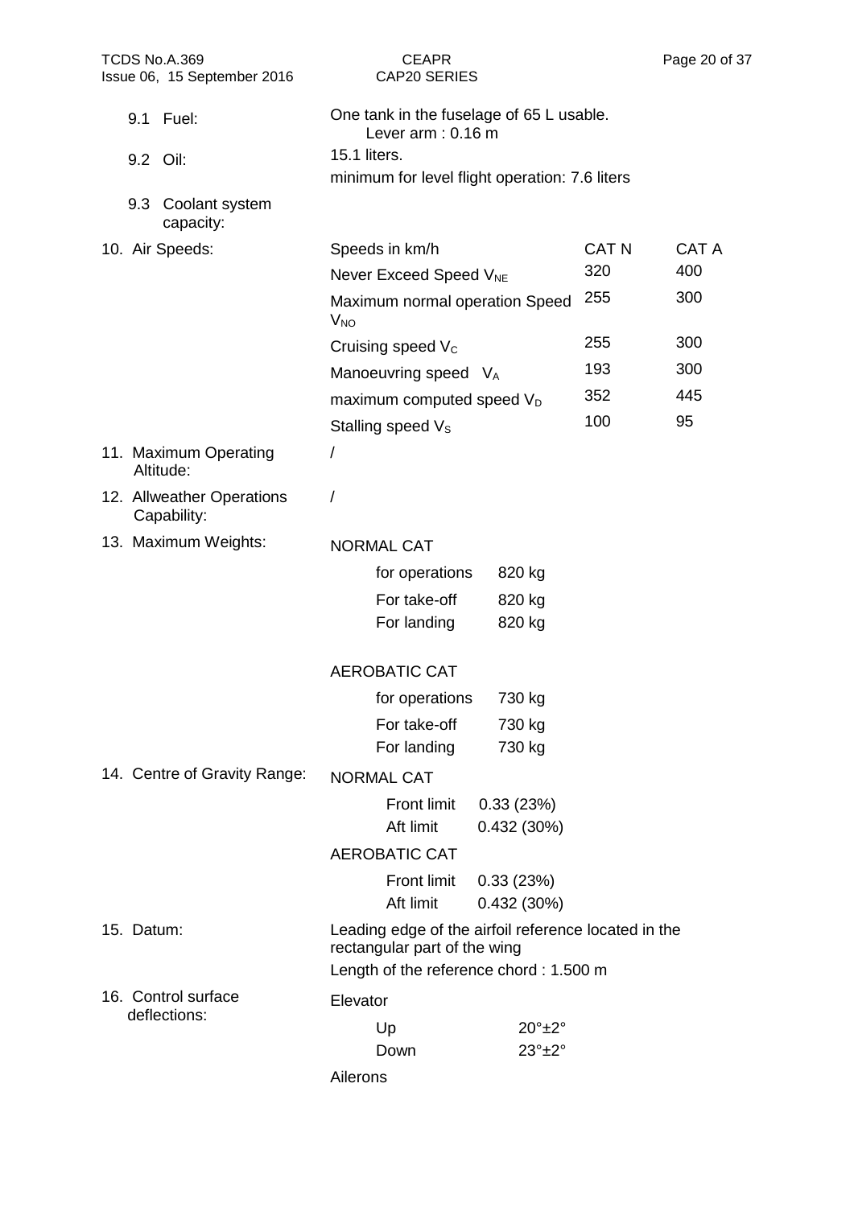| | | | |
|---|---|---|---|
| 9.1 Fuel: | One tank in the fuselage of 65 L usable. Lever arm : 0.16 m | | |
| 9.2 Oil: | 15.1 liters. minimum for level flight operation: 7.6 liters | | |
| 9.3 Coolant system capacity: | | | |

**10. Air Speeds:**

| Speeds in km/h | CAT N | CAT A |
|---|---|---|
| Never Exceed Speed $V_{NE}$ | 320 | 400 |
| Maximum normal operation Speed $V_{NO}$ | 255 | 300 |
| Cruising speed $V_C$ | 255 | 300 |
| Manoeuvring speed $V_A$ | 193 | 300 |
| maximum computed speed $V_D$ | 352 | 445 |
| Stalling speed $V_S$ | 100 | 95 |

**11. Maximum Operating Altitude:** /

**12. Allweather Operations Capability:** /

**13. Maximum Weights:**

NORMAL CAT

| | |
|---|---|
| for operations | 820 kg |
| For take-off | 820 kg |
| For landing | 820 kg |

AEROBATIC CAT

| | |
|---|---|
| for operations | 730 kg |
| For take-off | 730 kg |
| For landing | 730 kg |

**14. Centre of Gravity Range:**

NORMAL CAT

| | |
|---|---|
| Front limit | 0.33 (23%) |
| Aft limit | 0.432 (30%) |

AEROBATIC CAT

| | |
|---|---|
| Front limit | 0.33 (23%) |
| Aft limit | 0.432 (30%) |

**15. Datum:** Leading edge of the airfoil reference located in the rectangular part of the wing

Length of the reference chord : 1.500 m

**16. Control surface deflections:**

Elevator

| | |
|---|---|
| Up | 20°±2° |
| Down | 23°±2° |

Ailerons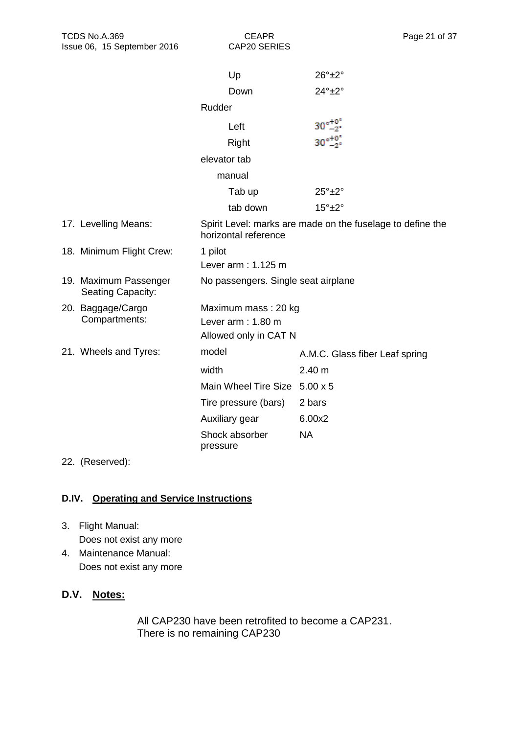| | | |
|---|---|---|
| | Up | 26°±2° |
| | Down | 24°±2° |
| | Rudder | |
| | Left | $30^{\circ}{}^{+0^{\circ}}_{-2^{\circ}}$ |
| | Right | $30^{\circ}{}^{+0^{\circ}}_{-2^{\circ}}$ |
| | elevator tab | |
| | manual | |
| | Tab up | 25°±2° |
| | tab down | 15°±2° |
| 17. Levelling Means: | Spirit Level: marks are made on the fuselage to define the horizontal reference | |
| 18. Minimum Flight Crew: | 1 pilot<br>Lever arm : 1.125 m | |
| 19. Maximum Passenger Seating Capacity: | No passengers. Single seat airplane | |
| 20. Baggage/Cargo Compartments: | Maximum mass : 20 kg<br>Lever arm : 1.80 m<br>Allowed only in CAT N | |
| 21. Wheels and Tyres: | model | A.M.C. Glass fiber Leaf spring |
| | width | 2.40 m |
| | Main Wheel Tire Size | 5.00 x 5 |
| | Tire pressure (bars) | 2 bars |
| | Auxiliary gear | 6.00x2 |
| | Shock absorber pressure | NA |

22. (Reserved):

## D.IV. Operating and Service Instructions

3. Flight Manual:
   Does not exist any more
4. Maintenance Manual:
   Does not exist any more

## D.V. Notes:

All CAP230 have been retrofited to become a CAP231.
There is no remaining CAP230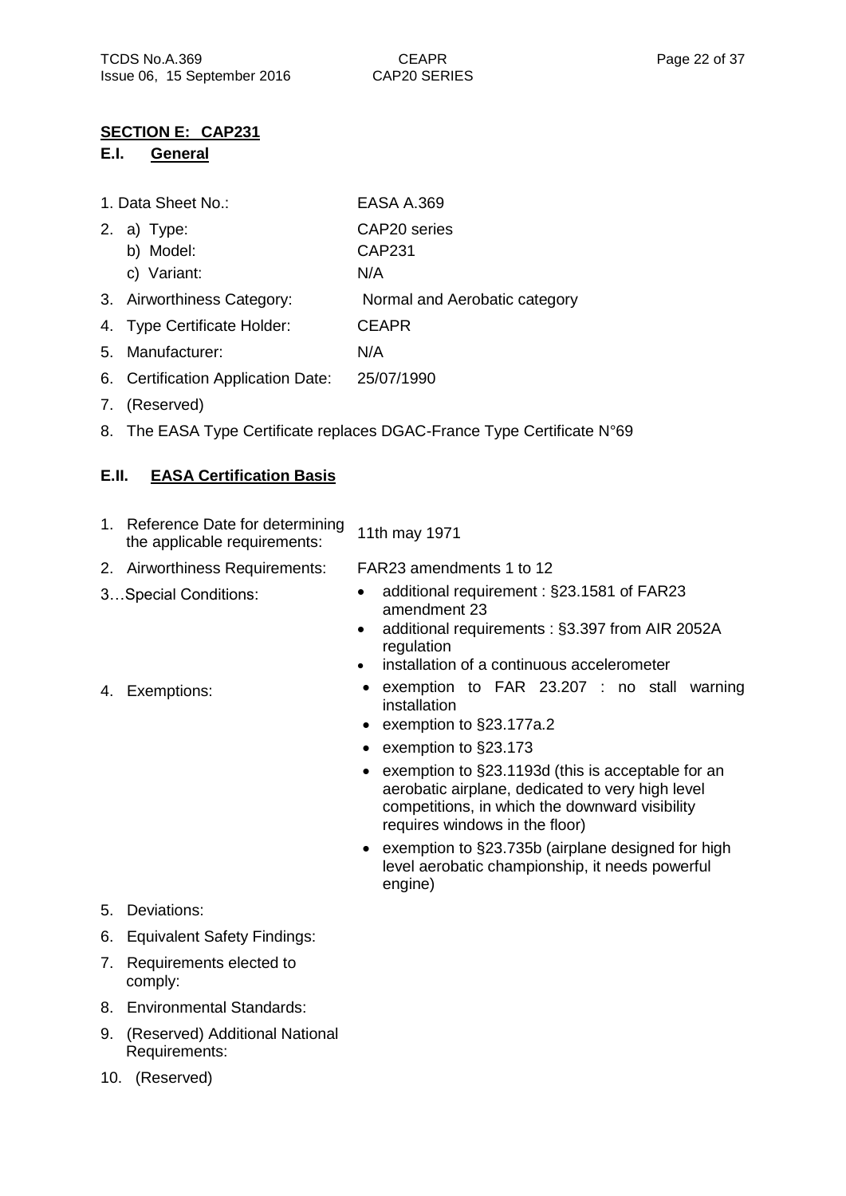## SECTION E: CAP231

### E.I. General

1. Data Sheet No.: EASA A.369
2. a) Type: CAP20 series
   b) Model: CAP231
   c) Variant: N/A
3. Airworthiness Category: Normal and Aerobatic category
4. Type Certificate Holder: CEAPR
5. Manufacturer: N/A
6. Certification Application Date: 25/07/1990
7. (Reserved)
8. The EASA Type Certificate replaces DGAC-France Type Certificate N°69

### E.II. EASA Certification Basis

1. Reference Date for determining the applicable requirements: 11th may 1971
2. Airworthiness Requirements: FAR23 amendments 1 to 12
3. …Special Conditions:
   - additional requirement : §23.1581 of FAR23 amendment 23
   - additional requirements : §3.397 from AIR 2052A regulation
   - installation of a continuous accelerometer
4. Exemptions:
   - exemption to FAR 23.207 : no stall warning installation
   - exemption to §23.177a.2
   - exemption to §23.173
   - exemption to §23.1193d (this is acceptable for an aerobatic airplane, dedicated to very high level competitions, in which the downward visibility requires windows in the floor)
   - exemption to §23.735b (airplane designed for high level aerobatic championship, it needs powerful engine)
5. Deviations:
6. Equivalent Safety Findings:
7. Requirements elected to comply:
8. Environmental Standards:
9. (Reserved) Additional National Requirements:
10. (Reserved)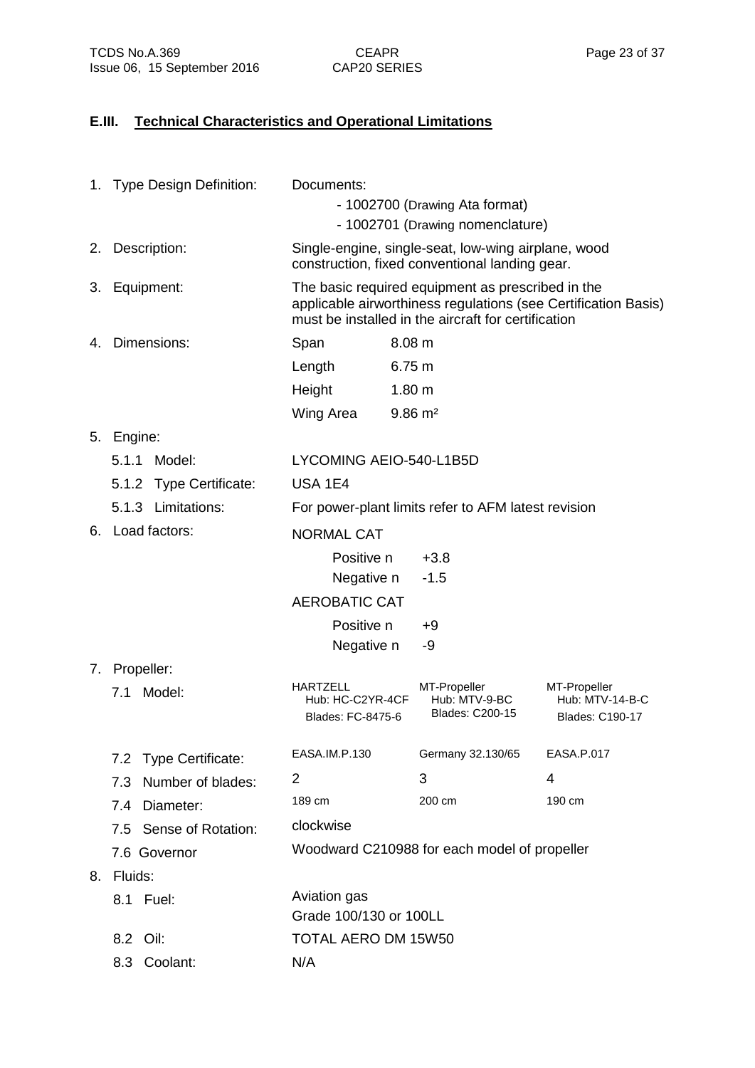## E.III. Technical Characteristics and Operational Limitations

1. Type Design Definition: Documents:
   - 1002700 (Drawing Ata format)
   - 1002701 (Drawing nomenclature)
2. Description: Single-engine, single-seat, low-wing airplane, wood construction, fixed conventional landing gear.
3. Equipment: The basic required equipment as prescribed in the applicable airworthiness regulations (see Certification Basis) must be installed in the aircraft for certification
4. Dimensions:

| | |
|---|---|
| Span | 8.08 m |
| Length | 6.75 m |
| Height | 1.80 m |
| Wing Area | 9.86 m² |

5. Engine:
   - 5.1.1 Model: LYCOMING AEIO-540-L1B5D
   - 5.1.2 Type Certificate: USA 1E4
   - 5.1.3 Limitations: For power-plant limits refer to AFM latest revision
6. Load factors:

   NORMAL CAT

   | | |
   |---|---|
   | Positive n | +3.8 |
   | Negative n | -1.5 |

   AEROBATIC CAT

   | | |
   |---|---|
   | Positive n | +9 |
   | Negative n | -9 |

7. Propeller:

| | | | |
|---|---|---|---|
| 7.1 Model: | HARTZELL Hub: HC-C2YR-4CF Blades: FC-8475-6 | MT-Propeller Hub: MTV-9-BC Blades: C200-15 | MT-Propeller Hub: MTV-14-B-C Blades: C190-17 |
| 7.2 Type Certificate: | EASA.IM.P.130 | Germany 32.130/65 | EASA.P.017 |
| 7.3 Number of blades: | 2 | 3 | 4 |
| 7.4 Diameter: | 189 cm | 200 cm | 190 cm |
| 7.5 Sense of Rotation: | clockwise | | |
| 7.6 Governor | Woodward C210988 for each model of propeller | | |

8. Fluids:
   - 8.1 Fuel: Aviation gas Grade 100/130 or 100LL
   - 8.2 Oil: TOTAL AERO DM 15W50
   - 8.3 Coolant: N/A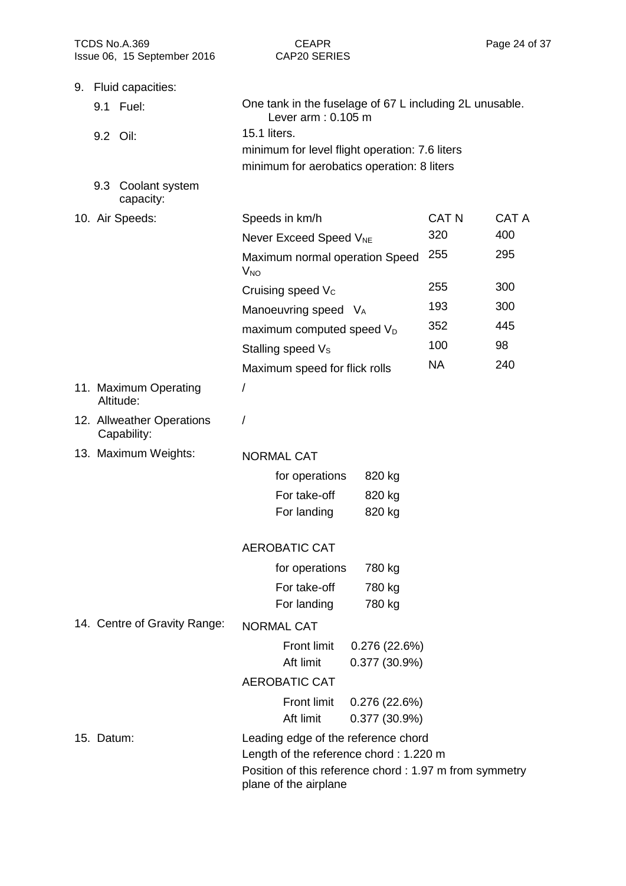9. Fluid capacities:

9.1 Fuel: One tank in the fuselage of 67 L including 2L unusable.
Lever arm : 0.105 m

9.2 Oil: 15.1 liters.
minimum for level flight operation: 7.6 liters
minimum for aerobatics operation: 8 liters

9.3 Coolant system capacity:

10. Air Speeds:

| Speeds in km/h | CAT N | CAT A |
|---|---|---|
| Never Exceed Speed $V_{NE}$ | 320 | 400 |
| Maximum normal operation Speed $V_{NO}$ | 255 | 295 |
| Cruising speed $V_C$ | 255 | 300 |
| Manoeuvring speed $V_A$ | 193 | 300 |
| maximum computed speed $V_D$ | 352 | 445 |
| Stalling speed $V_S$ | 100 | 98 |
| Maximum speed for flick rolls | NA | 240 |

11. Maximum Operating Altitude: /

12. Allweather Operations Capability: /

13. Maximum Weights:

NORMAL CAT

| | |
|---|---|
| for operations | 820 kg |
| For take-off | 820 kg |
| For landing | 820 kg |

AEROBATIC CAT

| | |
|---|---|
| for operations | 780 kg |
| For take-off | 780 kg |
| For landing | 780 kg |

14. Centre of Gravity Range:

NORMAL CAT

| | |
|---|---|
| Front limit | 0.276 (22.6%) |
| Aft limit | 0.377 (30.9%) |

AEROBATIC CAT

| | |
|---|---|
| Front limit | 0.276 (22.6%) |
| Aft limit | 0.377 (30.9%) |

15. Datum: Leading edge of the reference chord
Length of the reference chord : 1.220 m
Position of this reference chord : 1.97 m from symmetry plane of the airplane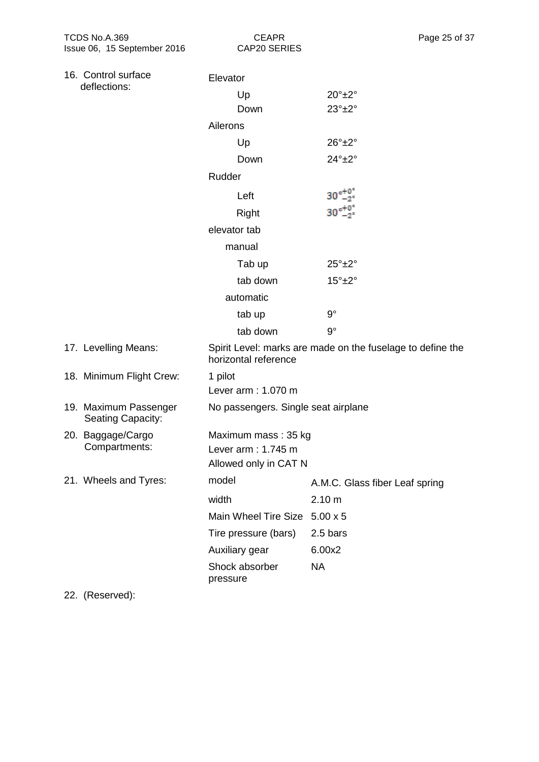16. Control surface deflections:

| | | |
|---|---|---|
| Elevator | | |
| | Up | 20°±2° |
| | Down | 23°±2° |
| Ailerons | | |
| | Up | 26°±2° |
| | Down | 24°±2° |
| Rudder | | |
| | Left | $30^{\circ}{}^{+0^{\circ}}_{-2^{\circ}}$ |
| | Right | $30^{\circ}{}^{+0^{\circ}}_{-2^{\circ}}$ |
| elevator tab | | |
| manual | | |
| | Tab up | 25°±2° |
| | tab down | 15°±2° |
| automatic | | |
| | tab up | 9° |
| | tab down | 9° |

17. Levelling Means: Spirit Level: marks are made on the fuselage to define the horizontal reference

18. Minimum Flight Crew: 1 pilot
Lever arm : 1.070 m

19. Maximum Passenger Seating Capacity: No passengers. Single seat airplane

20. Baggage/Cargo Compartments: Maximum mass : 35 kg
Lever arm : 1.745 m
Allowed only in CAT N

21. Wheels and Tyres:

| | |
|---|---|
| model | A.M.C. Glass fiber Leaf spring |
| width | 2.10 m |
| Main Wheel Tire Size | 5.00 x 5 |
| Tire pressure (bars) | 2.5 bars |
| Auxiliary gear | 6.00x2 |
| Shock absorber pressure | NA |

22. (Reserved):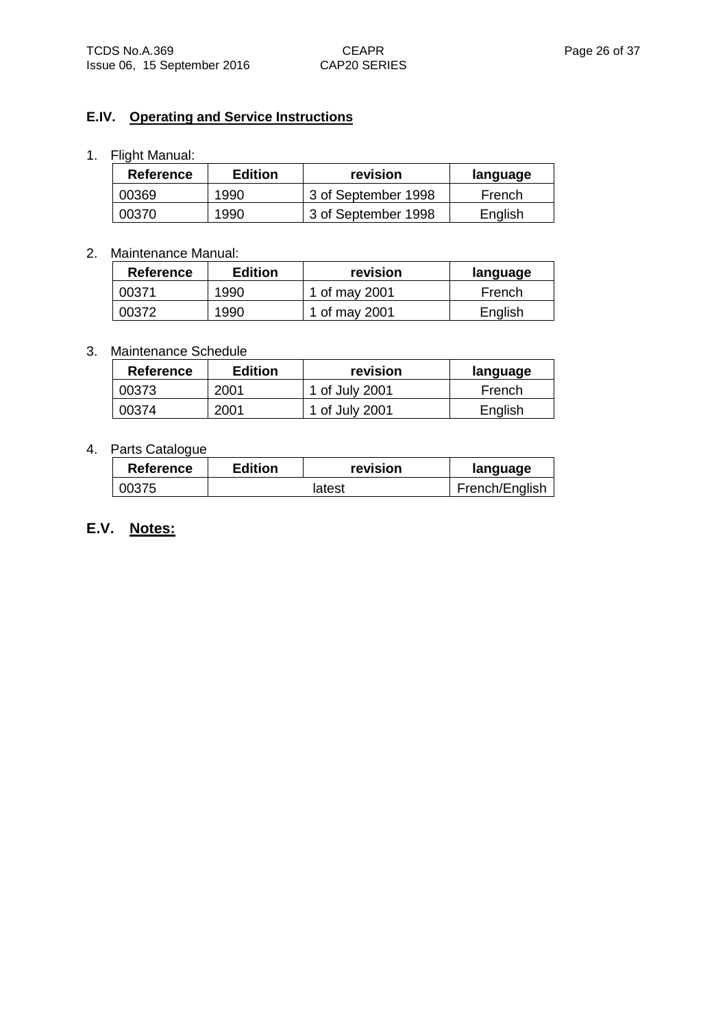## E.IV. Operating and Service Instructions

1. Flight Manual:

| Reference | Edition | revision | language |
|---|---|---|---|
| 00369 | 1990 | 3 of September 1998 | French |
| 00370 | 1990 | 3 of September 1998 | English |

2. Maintenance Manual:

| Reference | Edition | revision | language |
|---|---|---|---|
| 00371 | 1990 | 1 of may 2001 | French |
| 00372 | 1990 | 1 of may 2001 | English |

3. Maintenance Schedule

| Reference | Edition | revision | language |
|---|---|---|---|
| 00373 | 2001 | 1 of July 2001 | French |
| 00374 | 2001 | 1 of July 2001 | English |

4. Parts Catalogue

| Reference | Edition | revision | language |
|---|---|---|---|
| 00375 | latest | | French/English |

## E.V. Notes: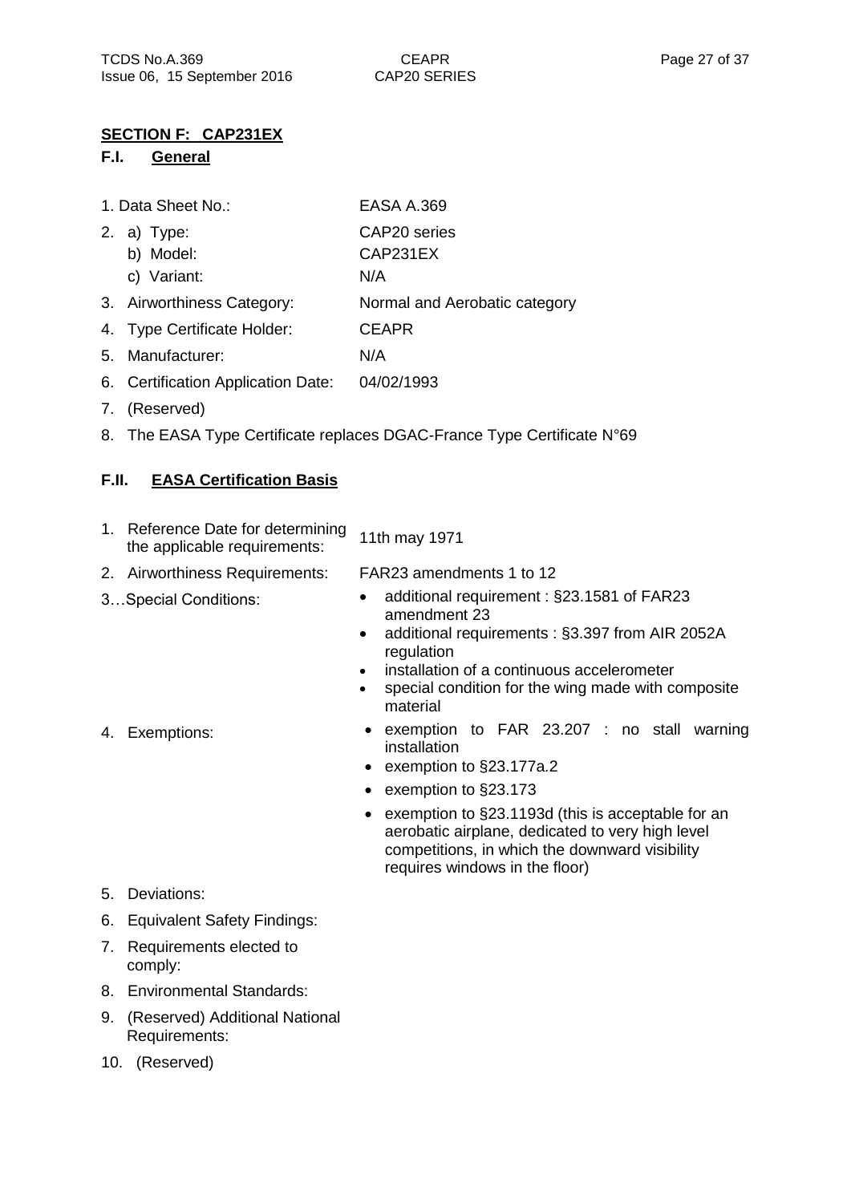## SECTION F: CAP231EX

### F.I. General

1. Data Sheet No.: EASA A.369
2. a) Type: CAP20 series
   b) Model: CAP231EX
   c) Variant: N/A
3. Airworthiness Category: Normal and Aerobatic category
4. Type Certificate Holder: CEAPR
5. Manufacturer: N/A
6. Certification Application Date: 04/02/1993
7. (Reserved)
8. The EASA Type Certificate replaces DGAC-France Type Certificate N°69

### F.II. EASA Certification Basis

1. Reference Date for determining the applicable requirements: 11th may 1971
2. Airworthiness Requirements: FAR23 amendments 1 to 12
3. …Special Conditions:
   - additional requirement : §23.1581 of FAR23 amendment 23
   - additional requirements : §3.397 from AIR 2052A regulation
   - installation of a continuous accelerometer
   - special condition for the wing made with composite material
4. Exemptions:
   - exemption to FAR 23.207 : no stall warning installation
   - exemption to §23.177a.2
   - exemption to §23.173
   - exemption to §23.1193d (this is acceptable for an aerobatic airplane, dedicated to very high level competitions, in which the downward visibility requires windows in the floor)
5. Deviations:
6. Equivalent Safety Findings:
7. Requirements elected to comply:
8. Environmental Standards:
9. (Reserved) Additional National Requirements:
10. (Reserved)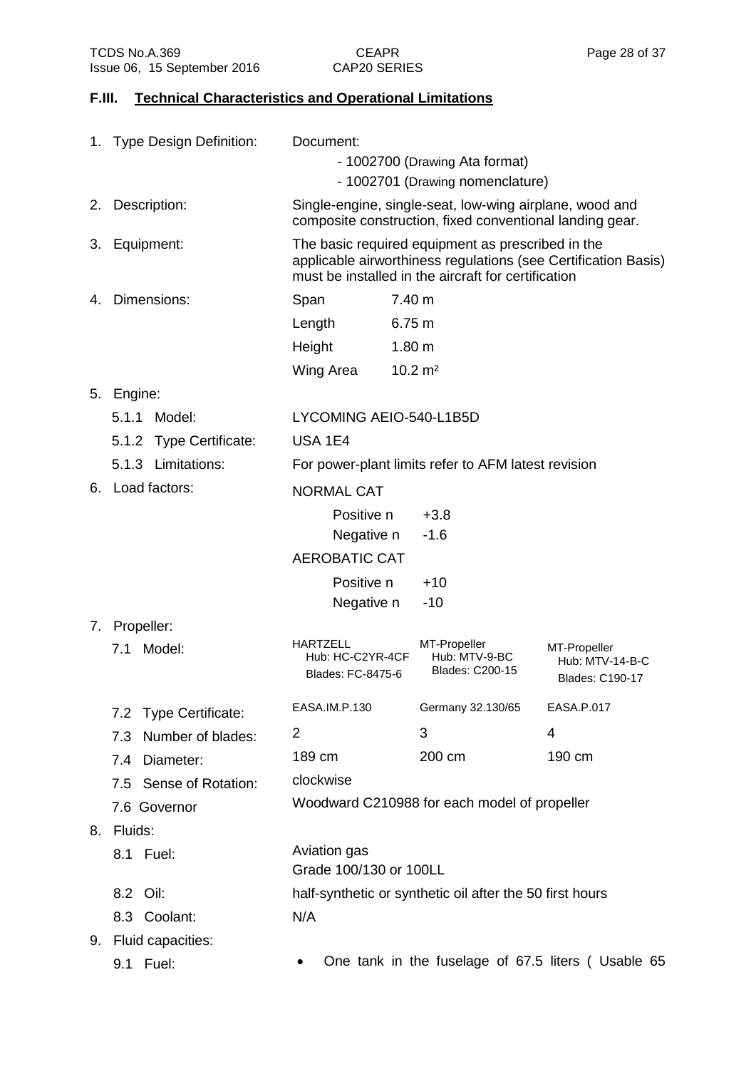## F.III. Technical Characteristics and Operational Limitations

1. Type Design Definition: Document:
   - 1002700 (Drawing Ata format)
   - 1002701 (Drawing nomenclature)

2. Description: Single-engine, single-seat, low-wing airplane, wood and composite construction, fixed conventional landing gear.

3. Equipment: The basic required equipment as prescribed in the applicable airworthiness regulations (see Certification Basis) must be installed in the aircraft for certification

4. Dimensions:

| | |
|---|---|
| Span | 7.40 m |
| Length | 6.75 m |
| Height | 1.80 m |
| Wing Area | 10.2 m² |

5. Engine:
   - 5.1.1 Model: LYCOMING AEIO-540-L1B5D
   - 5.1.2 Type Certificate: USA 1E4
   - 5.1.3 Limitations: For power-plant limits refer to AFM latest revision

6. Load factors:

   NORMAL CAT

   | | |
   |---|---|
   | Positive n | +3.8 |
   | Negative n | -1.6 |

   AEROBATIC CAT

   | | |
   |---|---|
   | Positive n | +10 |
   | Negative n | -10 |

7. Propeller:

| | | | |
|---|---|---|---|
| 7.1 Model: | HARTZELL<br>Hub: HC-C2YR-4CF<br>Blades: FC-8475-6 | MT-Propeller<br>Hub: MTV-9-BC<br>Blades: C200-15 | MT-Propeller<br>Hub: MTV-14-B-C<br>Blades: C190-17 |
| 7.2 Type Certificate: | EASA.IM.P.130 | Germany 32.130/65 | EASA.P.017 |
| 7.3 Number of blades: | 2 | 3 | 4 |
| 7.4 Diameter: | 189 cm | 200 cm | 190 cm |
| 7.5 Sense of Rotation: | clockwise | | |
| 7.6 Governor | Woodward C210988 for each model of propeller | | |

8. Fluids:
   - 8.1 Fuel: Aviation gas Grade 100/130 or 100LL
   - 8.2 Oil: half-synthetic or synthetic oil after the 50 first hours
   - 8.3 Coolant: N/A

9. Fluid capacities:
   - 9.1 Fuel:
     - One tank in the fuselage of 67.5 liters ( Usable 65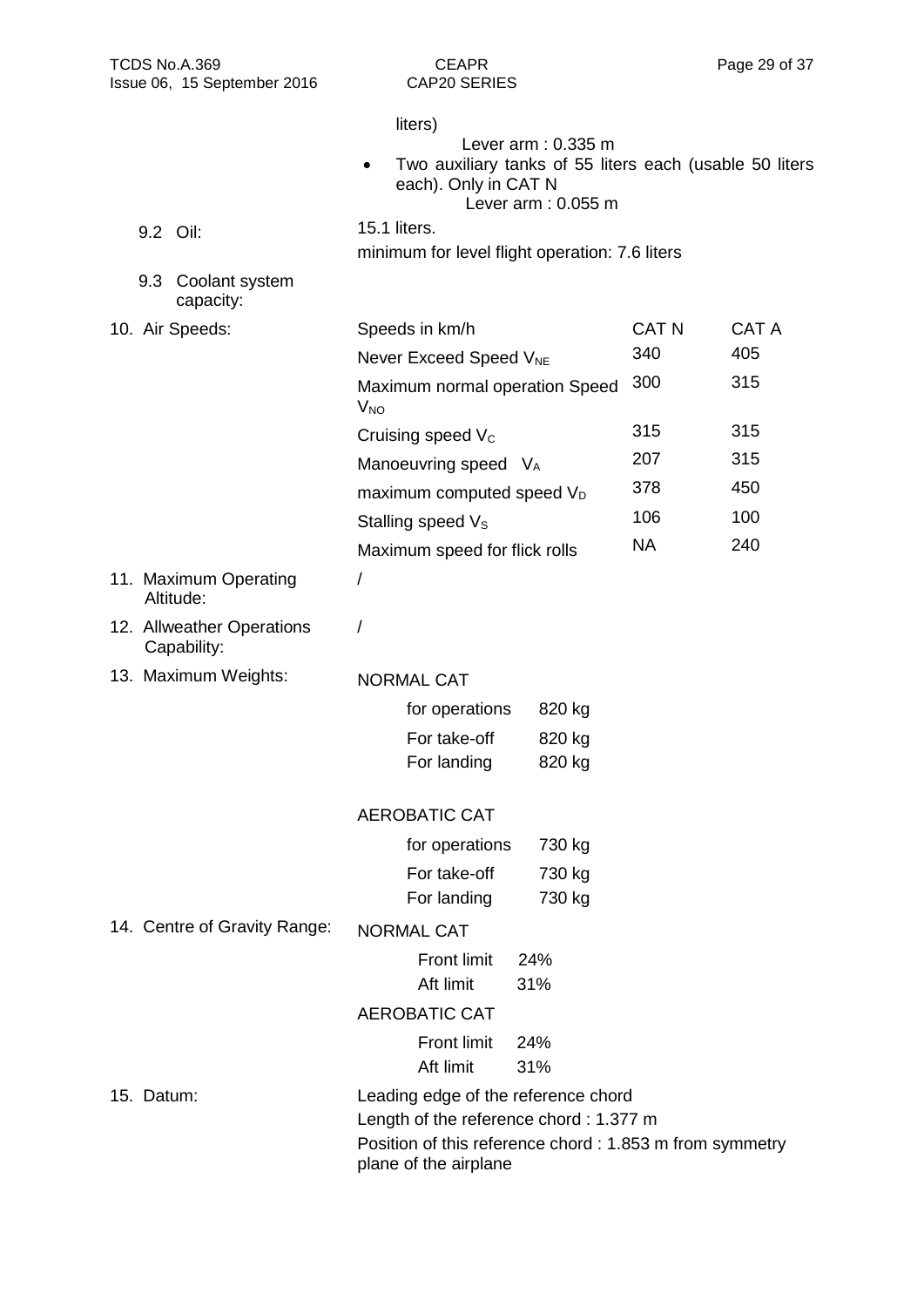liters)

Lever arm : 0.335 m

- Two auxiliary tanks of 55 liters each (usable 50 liters each). Only in CAT N

  Lever arm : 0.055 m

9.2 Oil:

15.1 liters.

minimum for level flight operation: 7.6 liters

9.3 Coolant system capacity:

10. Air Speeds:

| Speeds in km/h | CAT N | CAT A |
|---|---|---|
| Never Exceed Speed $V_{NE}$ | 340 | 405 |
| Maximum normal operation Speed $V_{NO}$ | 300 | 315 |
| Cruising speed $V_C$ | 315 | 315 |
| Manoeuvring speed $V_A$ | 207 | 315 |
| maximum computed speed $V_D$ | 378 | 450 |
| Stalling speed $V_S$ | 106 | 100 |
| Maximum speed for flick rolls | NA | 240 |

11. Maximum Operating Altitude: /

12. Allweather Operations Capability: /

13. Maximum Weights:

NORMAL CAT

| | |
|---|---|
| for operations | 820 kg |
| For take-off | 820 kg |
| For landing | 820 kg |

AEROBATIC CAT

| | |
|---|---|
| for operations | 730 kg |
| For take-off | 730 kg |
| For landing | 730 kg |

14. Centre of Gravity Range:

NORMAL CAT

| | |
|---|---|
| Front limit | 24% |
| Aft limit | 31% |

AEROBATIC CAT

| | |
|---|---|
| Front limit | 24% |
| Aft limit | 31% |

15. Datum:

Leading edge of the reference chord

Length of the reference chord : 1.377 m

Position of this reference chord : 1.853 m from symmetry plane of the airplane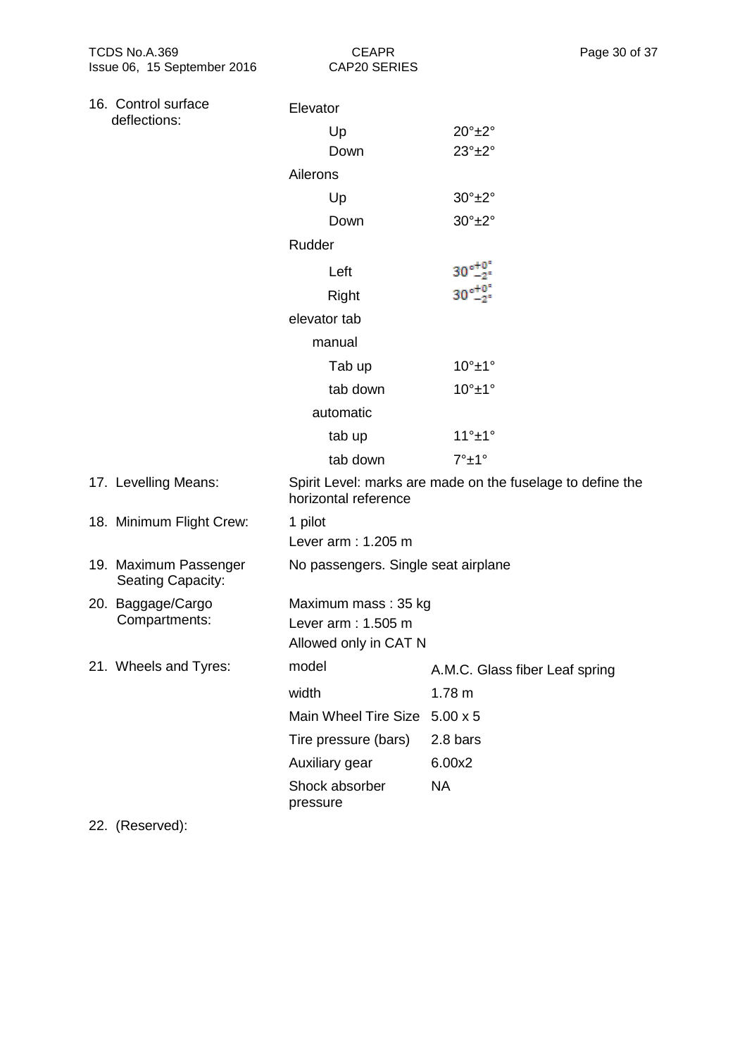| | | |
|---|---|---|
| 16. Control surface deflections: | Elevator | |
| | Up | 20°±2° |
| | Down | 23°±2° |
| | Ailerons | |
| | Up | 30°±2° |
| | Down | 30°±2° |
| | Rudder | |
| | Left | $30^{\circ}{}^{+0^{\circ}}_{-2^{\circ}}$ |
| | Right | $30^{\circ}{}^{+0^{\circ}}_{-2^{\circ}}$ |
| | elevator tab | |
| | manual | |
| | Tab up | 10°±1° |
| | tab down | 10°±1° |
| | automatic | |
| | tab up | 11°±1° |
| | tab down | 7°±1° |
| 17. Levelling Means: | Spirit Level: marks are made on the fuselage to define the horizontal reference | |
| 18. Minimum Flight Crew: | 1 pilot<br>Lever arm : 1.205 m | |
| 19. Maximum Passenger Seating Capacity: | No passengers. Single seat airplane | |
| 20. Baggage/Cargo Compartments: | Maximum mass : 35 kg<br>Lever arm : 1.505 m<br>Allowed only in CAT N | |
| 21. Wheels and Tyres: | model | A.M.C. Glass fiber Leaf spring |
| | width | 1.78 m |
| | Main Wheel Tire Size | 5.00 x 5 |
| | Tire pressure (bars) | 2.8 bars |
| | Auxiliary gear | 6.00x2 |
| | Shock absorber pressure | NA |

22. (Reserved):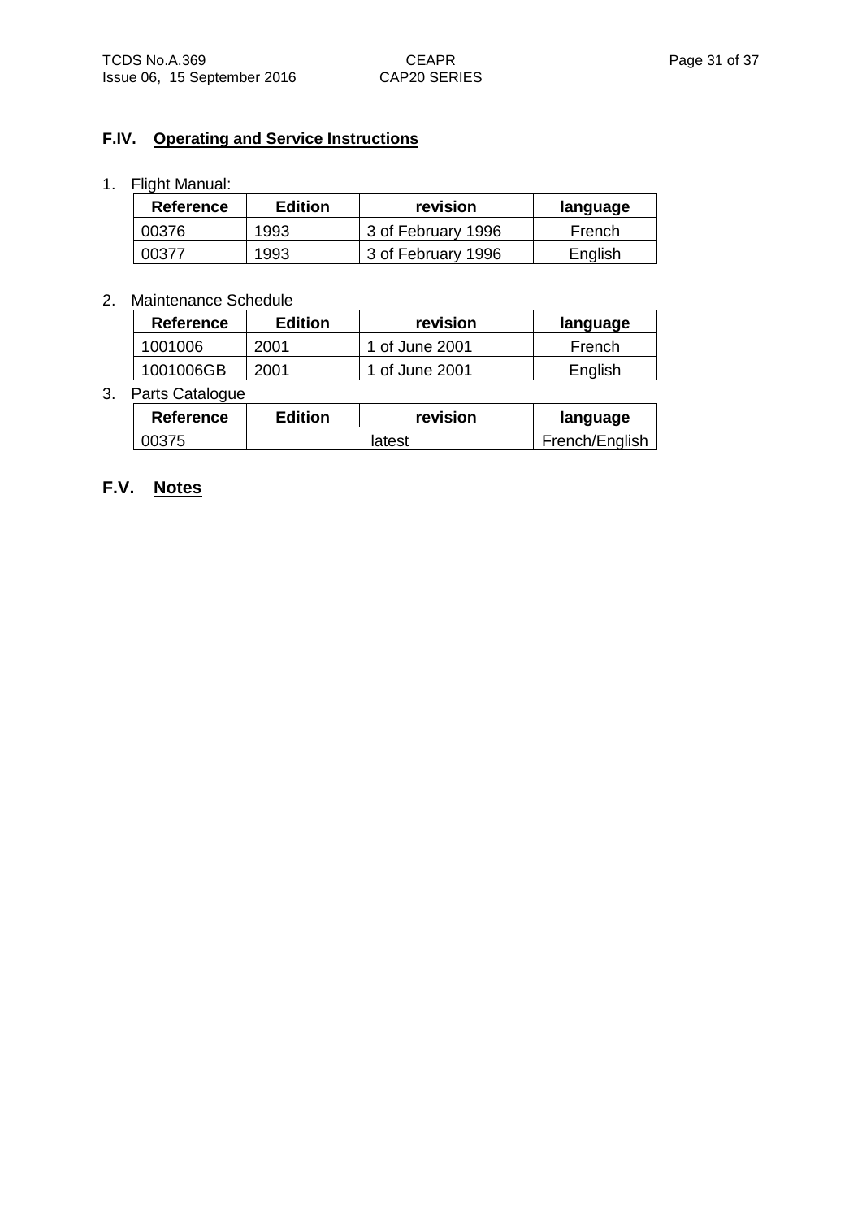## F.IV. Operating and Service Instructions

1. Flight Manual:

| Reference | Edition | revision | language |
|---|---|---|---|
| 00376 | 1993 | 3 of February 1996 | French |
| 00377 | 1993 | 3 of February 1996 | English |

2. Maintenance Schedule

| Reference | Edition | revision | language |
|---|---|---|---|
| 1001006 | 2001 | 1 of June 2001 | French |
| 1001006GB | 2001 | 1 of June 2001 | English |

3. Parts Catalogue

| Reference | Edition | revision | language |
|---|---|---|---|
| 00375 | latest | | French/English |

## F.V. Notes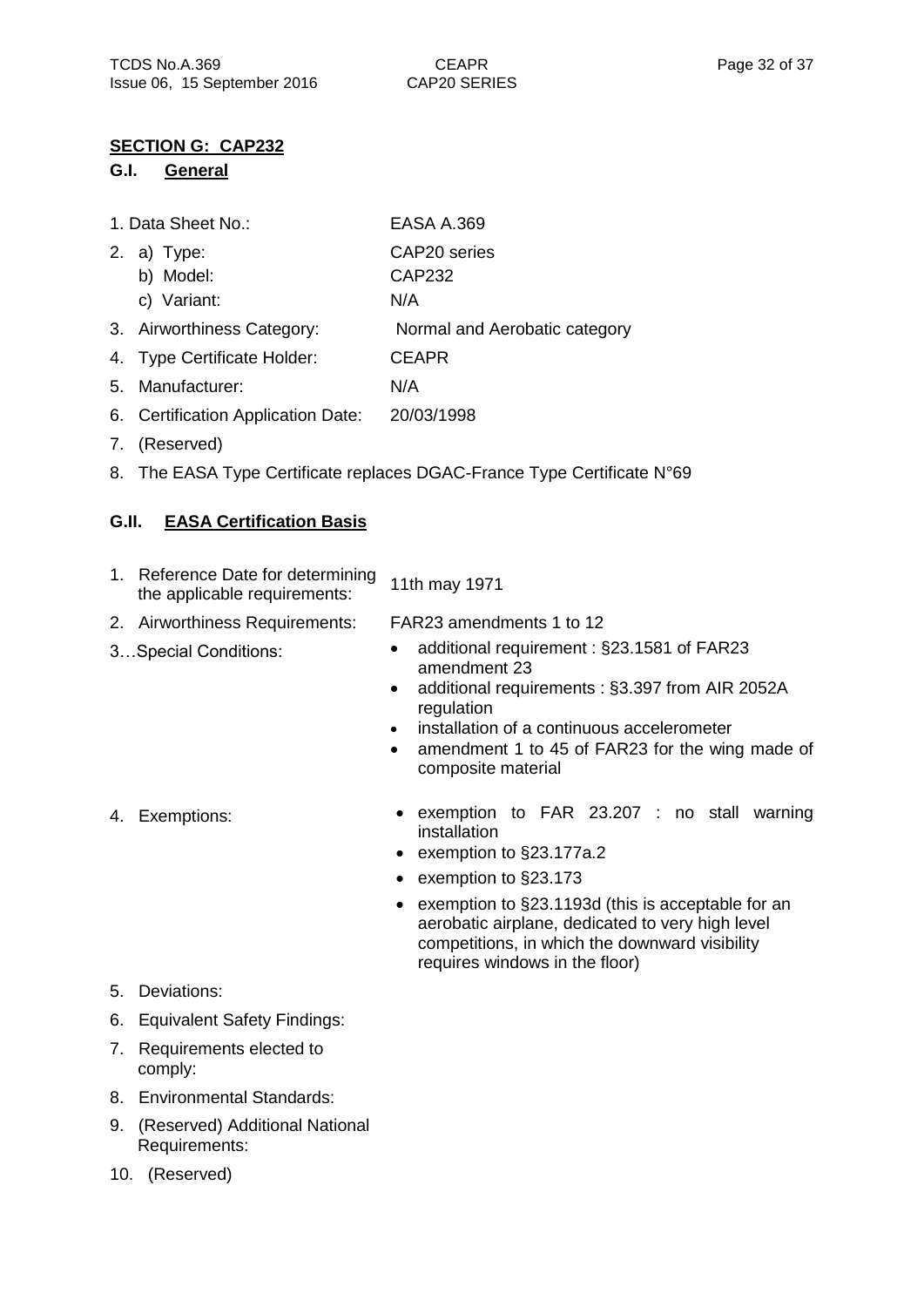## SECTION G: CAP232

### G.I. General

| | |
|---|---|
| 1. Data Sheet No.: | EASA A.369 |
| 2. a) Type: | CAP20 series |
| b) Model: | CAP232 |
| c) Variant: | N/A |
| 3. Airworthiness Category: | Normal and Aerobatic category |
| 4. Type Certificate Holder: | CEAPR |
| 5. Manufacturer: | N/A |
| 6. Certification Application Date: | 20/03/1998 |
| 7. (Reserved) | |

8. The EASA Type Certificate replaces DGAC-France Type Certificate N°69

### G.II. EASA Certification Basis

1. Reference Date for determining the applicable requirements: 11th may 1971
2. Airworthiness Requirements: FAR23 amendments 1 to 12
3. …Special Conditions:
   - additional requirement : §23.1581 of FAR23 amendment 23
   - additional requirements : §3.397 from AIR 2052A regulation
   - installation of a continuous accelerometer
   - amendment 1 to 45 of FAR23 for the wing made of composite material
4. Exemptions:
   - exemption to FAR 23.207 : no stall warning installation
   - exemption to §23.177a.2
   - exemption to §23.173
   - exemption to §23.1193d (this is acceptable for an aerobatic airplane, dedicated to very high level competitions, in which the downward visibility requires windows in the floor)
5. Deviations:
6. Equivalent Safety Findings:
7. Requirements elected to comply:
8. Environmental Standards:
9. (Reserved) Additional National Requirements:
10. (Reserved)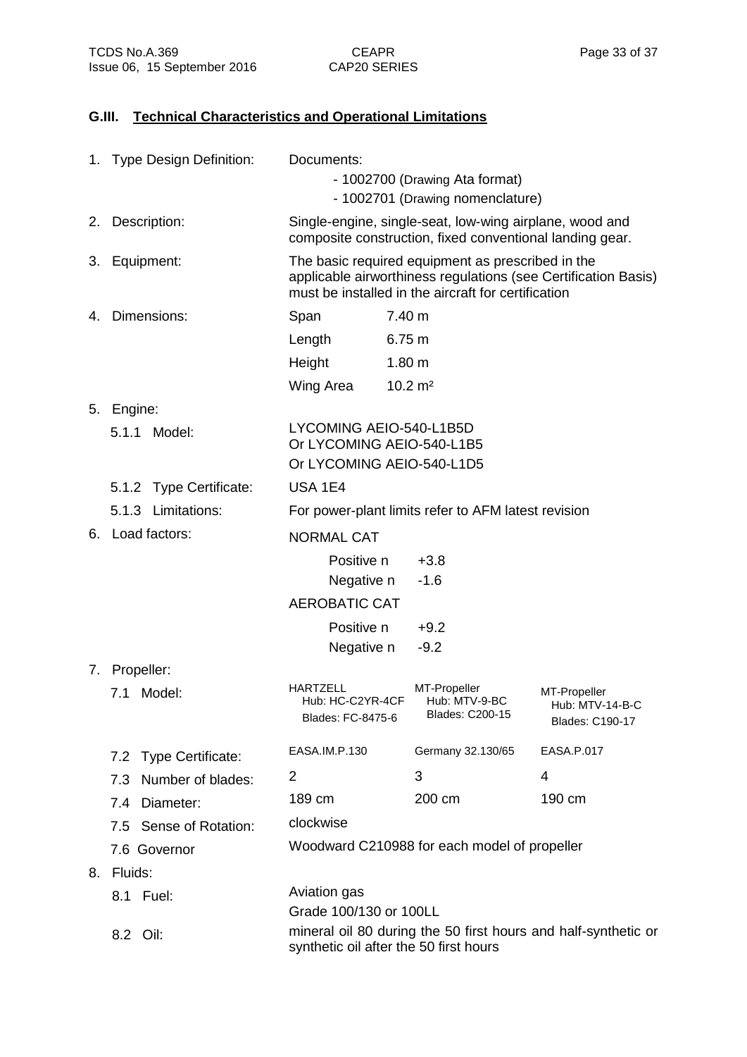## G.III. Technical Characteristics and Operational Limitations

1. Type Design Definition: Documents:
   - 1002700 (Drawing Ata format)
   - 1002701 (Drawing nomenclature)
2. Description: Single-engine, single-seat, low-wing airplane, wood and composite construction, fixed conventional landing gear.
3. Equipment: The basic required equipment as prescribed in the applicable airworthiness regulations (see Certification Basis) must be installed in the aircraft for certification
4. Dimensions:

| | |
|---|---|
| Span | 7.40 m |
| Length | 6.75 m |
| Height | 1.80 m |
| Wing Area | 10.2 m² |

5. Engine:
   - 5.1.1 Model: LYCOMING AEIO-540-L1B5D  
     Or LYCOMING AEIO-540-L1B5  
     Or LYCOMING AEIO-540-L1D5
   - 5.1.2 Type Certificate: USA 1E4
   - 5.1.3 Limitations: For power-plant limits refer to AFM latest revision
6. Load factors:

   NORMAL CAT

   | | |
   |---|---|
   | Positive n | +3.8 |
   | Negative n | -1.6 |

   AEROBATIC CAT

   | | |
   |---|---|
   | Positive n | +9.2 |
   | Negative n | -9.2 |

7. Propeller:

| | | | |
|---|---|---|---|
| 7.1 Model: | HARTZELL<br>Hub: HC-C2YR-4CF<br>Blades: FC-8475-6 | MT-Propeller<br>Hub: MTV-9-BC<br>Blades: C200-15 | MT-Propeller<br>Hub: MTV-14-B-C<br>Blades: C190-17 |
| 7.2 Type Certificate: | EASA.IM.P.130 | Germany 32.130/65 | EASA.P.017 |
| 7.3 Number of blades: | 2 | 3 | 4 |
| 7.4 Diameter: | 189 cm | 200 cm | 190 cm |
| 7.5 Sense of Rotation: | clockwise | | |
| 7.6 Governor | Woodward C210988 for each model of propeller | | |

8. Fluids:
   - 8.1 Fuel: Aviation gas  
     Grade 100/130 or 100LL
   - 8.2 Oil: mineral oil 80 during the 50 first hours and half-synthetic or synthetic oil after the 50 first hours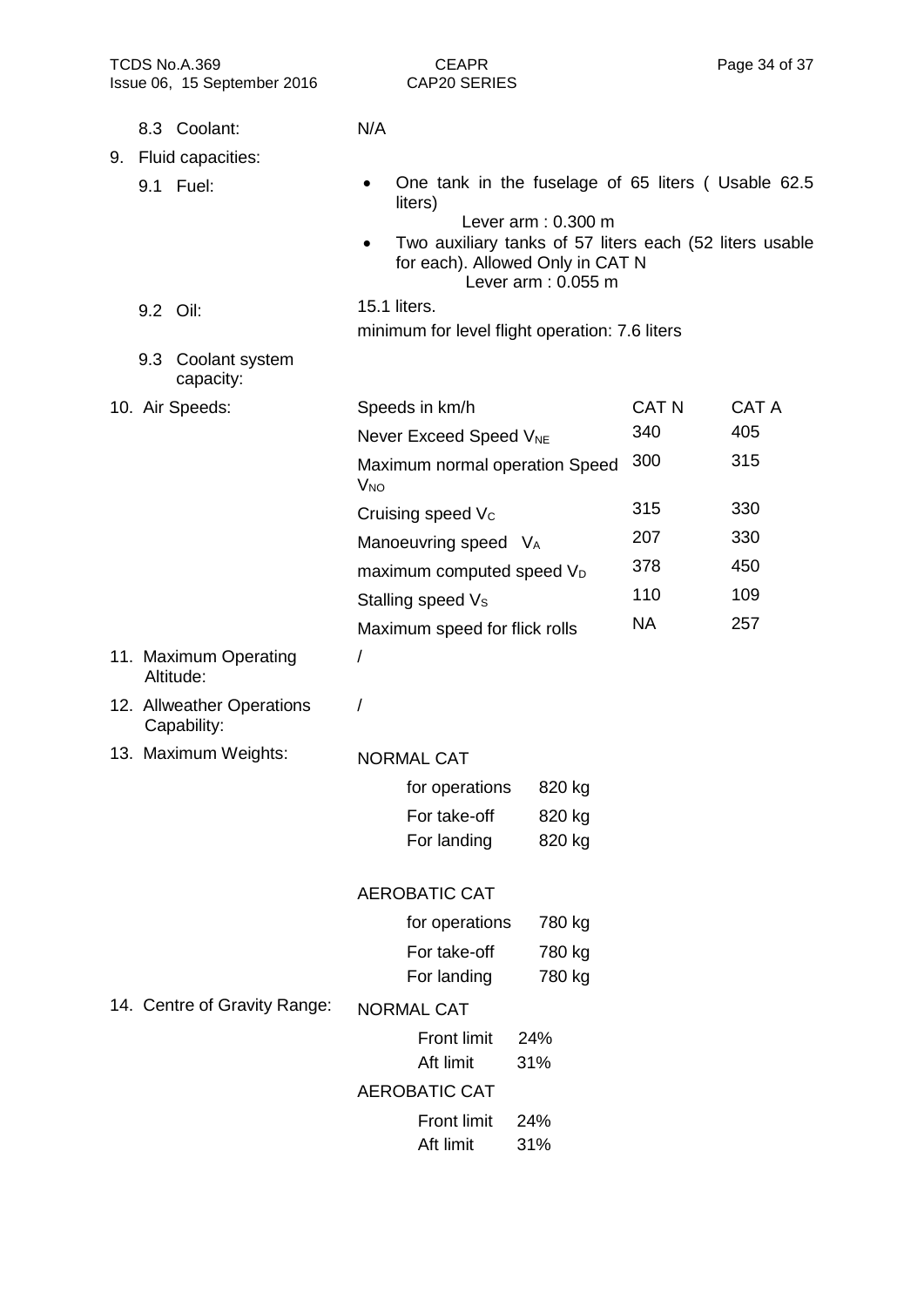8.3 Coolant: N/A

9. Fluid capacities:

9.1 Fuel:

- One tank in the fuselage of 65 liters ( Usable 62.5 liters)
  Lever arm : 0.300 m
- Two auxiliary tanks of 57 liters each (52 liters usable for each). Allowed Only in CAT N
  Lever arm : 0.055 m

9.2 Oil: 15.1 liters.
minimum for level flight operation: 7.6 liters

9.3 Coolant system capacity:

10. Air Speeds:

| Speeds in km/h | CAT N | CAT A |
|---|---|---|
| Never Exceed Speed $V_{NE}$ | 340 | 405 |
| Maximum normal operation Speed $V_{NO}$ | 300 | 315 |
| Cruising speed $V_C$ | 315 | 330 |
| Manoeuvring speed $V_A$ | 207 | 330 |
| maximum computed speed $V_D$ | 378 | 450 |
| Stalling speed $V_S$ | 110 | 109 |
| Maximum speed for flick rolls | NA | 257 |

11. Maximum Operating Altitude: /

12. Allweather Operations Capability: /

13. Maximum Weights:

NORMAL CAT

| | |
|---|---|
| for operations | 820 kg |
| For take-off | 820 kg |
| For landing | 820 kg |

AEROBATIC CAT

| | |
|---|---|
| for operations | 780 kg |
| For take-off | 780 kg |
| For landing | 780 kg |

14. Centre of Gravity Range:

NORMAL CAT

| | |
|---|---|
| Front limit | 24% |
| Aft limit | 31% |

AEROBATIC CAT

| | |
|---|---|
| Front limit | 24% |
| Aft limit | 31% |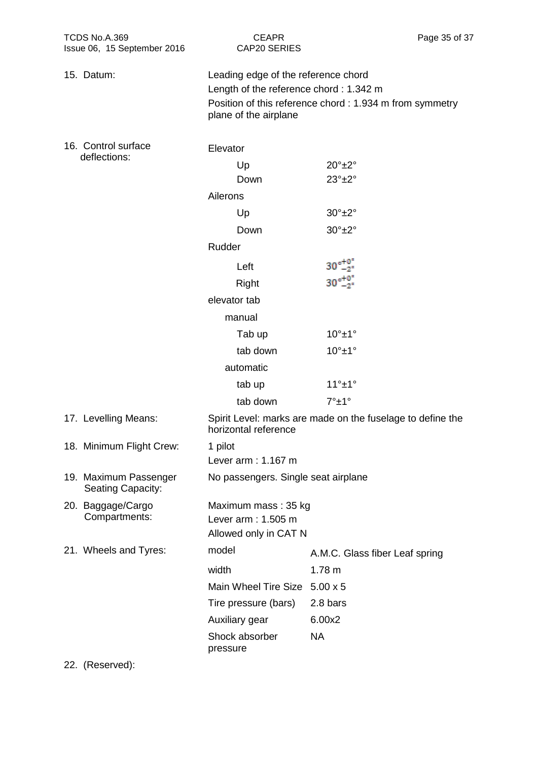15. Datum:

Leading edge of the reference chord

Length of the reference chord : 1.342 m

Position of this reference chord : 1.934 m from symmetry plane of the airplane

16. Control surface deflections:

Elevator

| | |
|---|---|
| Up | 20°±2° |
| Down | 23°±2° |

Ailerons

| | |
|---|---|
| Up | 30°±2° |
| Down | 30°±2° |

Rudder

| | |
|---|---|
| Left | $30°^{+0°}_{-2°}$ |
| Right | $30°^{+0°}_{-2°}$ |

elevator tab

manual

| | |
|---|---|
| Tab up | 10°±1° |
| tab down | 10°±1° |

automatic

| | |
|---|---|
| tab up | 11°±1° |
| tab down | 7°±1° |

17. Levelling Means: Spirit Level: marks are made on the fuselage to define the horizontal reference

18. Minimum Flight Crew: 1 pilot

Lever arm : 1.167 m

19. Maximum Passenger Seating Capacity: No passengers. Single seat airplane

20. Baggage/Cargo Compartments:

Maximum mass : 35 kg

Lever arm : 1.505 m

Allowed only in CAT N

21. Wheels and Tyres:

| | |
|---|---|
| model | A.M.C. Glass fiber Leaf spring |
| width | 1.78 m |
| Main Wheel Tire Size | 5.00 x 5 |
| Tire pressure (bars) | 2.8 bars |
| Auxiliary gear | 6.00x2 |
| Shock absorber pressure | NA |

22. (Reserved):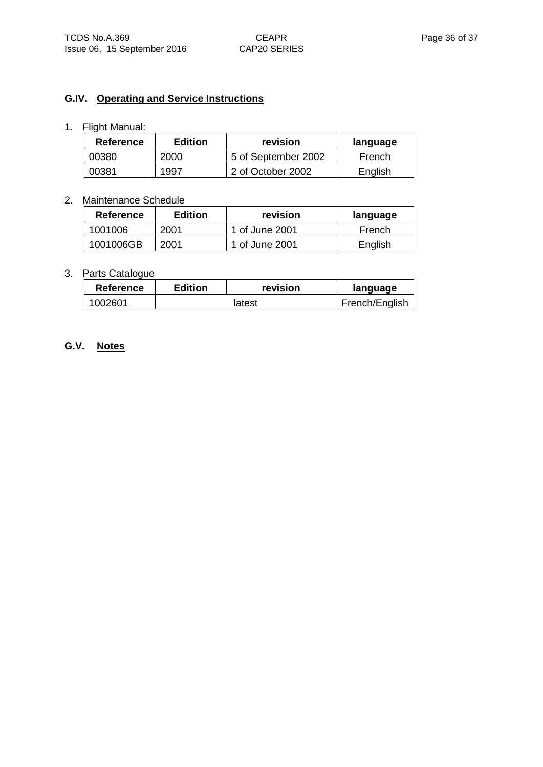## G.IV. Operating and Service Instructions

1. Flight Manual:

| Reference | Edition | revision | language |
|---|---|---|---|
| 00380 | 2000 | 5 of September 2002 | French |
| 00381 | 1997 | 2 of October 2002 | English |

2. Maintenance Schedule

| Reference | Edition | revision | language |
|---|---|---|---|
| 1001006 | 2001 | 1 of June 2001 | French |
| 1001006GB | 2001 | 1 of June 2001 | English |

3. Parts Catalogue

| Reference | Edition | revision | language |
|---|---|---|---|
| 1002601 | latest | | French/English |

## G.V. Notes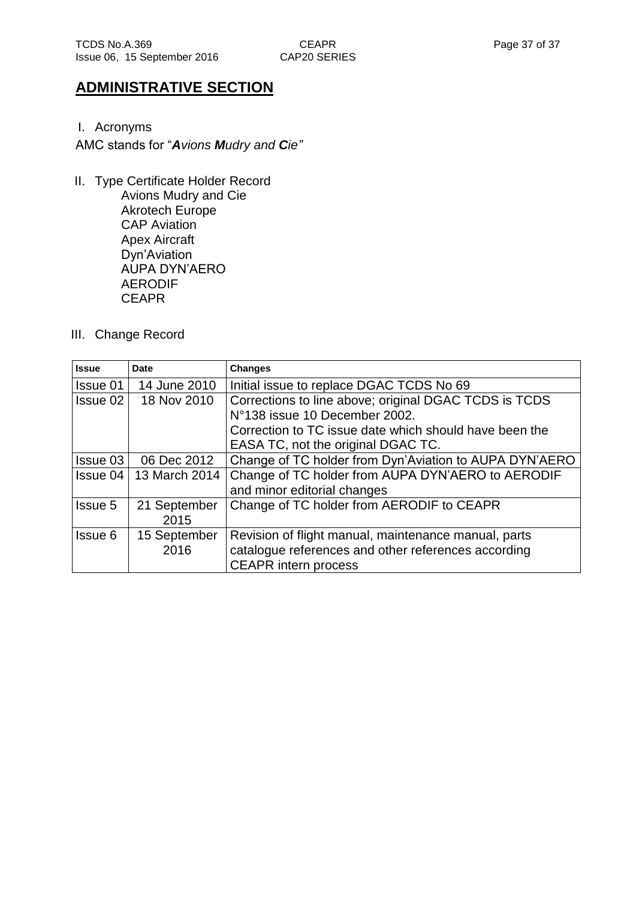## ADMINISTRATIVE SECTION

I. Acronyms

AMC stands for "***A**vions **M**udry and **C**ie*"

II. Type Certificate Holder Record

Avions Mudry and Cie
Akrotech Europe
CAP Aviation
Apex Aircraft
Dyn'Aviation
AUPA DYN'AERO
AERODIF
CEAPR

III. Change Record

| Issue | Date | Changes |
|---|---|---|
| Issue 01 | 14 June 2010 | Initial issue to replace DGAC TCDS No 69 |
| Issue 02 | 18 Nov 2010 | Corrections to line above; original DGAC TCDS is TCDS N°138 issue 10 December 2002.<br>Correction to TC issue date which should have been the EASA TC, not the original DGAC TC. |
| Issue 03 | 06 Dec 2012 | Change of TC holder from Dyn'Aviation to AUPA DYN'AERO |
| Issue 04 | 13 March 2014 | Change of TC holder from AUPA DYN'AERO to AERODIF and minor editorial changes |
| Issue 5 | 21 September 2015 | Change of TC holder from AERODIF to CEAPR |
| Issue 6 | 15 September 2016 | Revision of flight manual, maintenance manual, parts catalogue references and other references according CEAPR intern process |